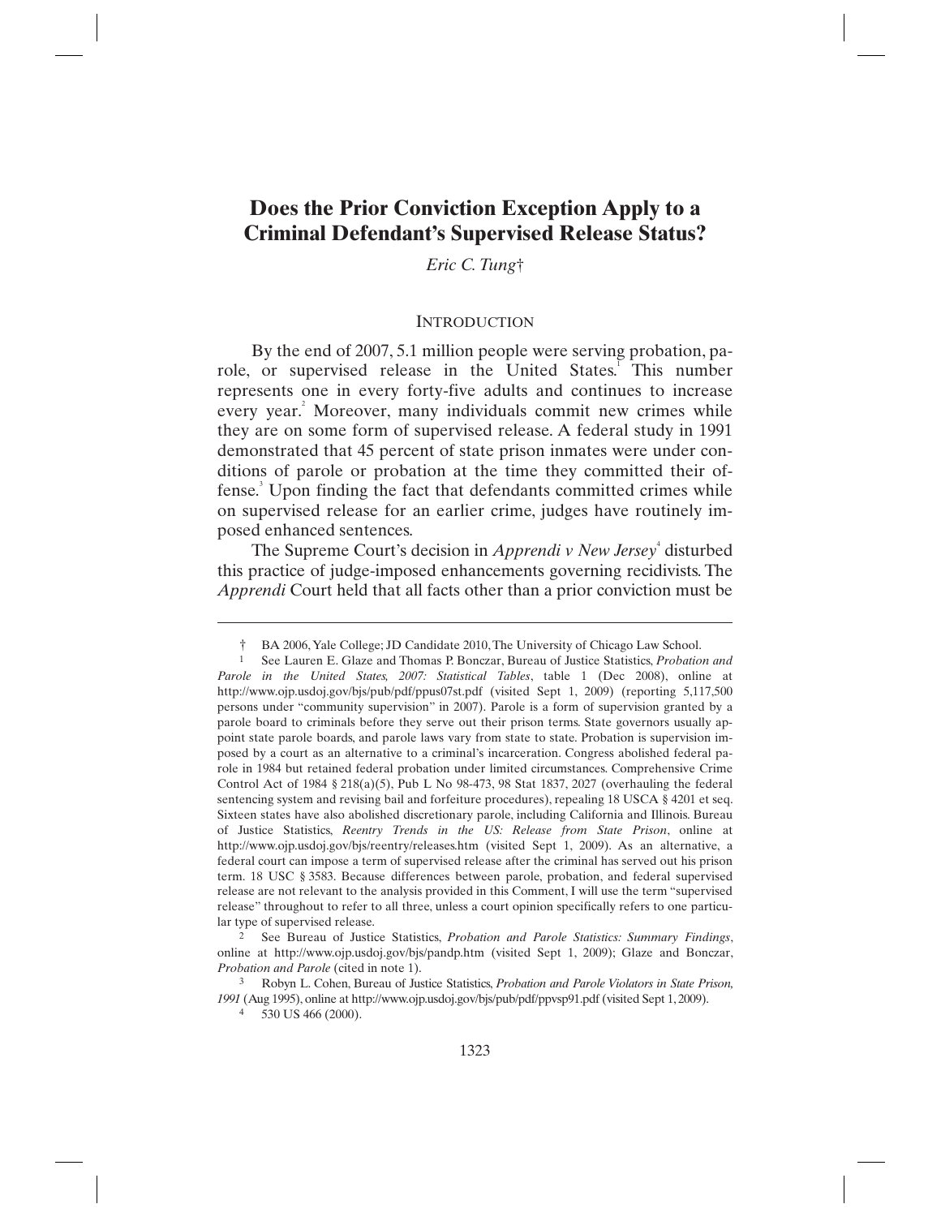# Does the Prior Conviction Exception Apply to a Criminal Defendant's Supervised Release Status?

*Eric C. Tung*†

## INTRODUCTION

By the end of 2007, 5.1 million people were serving probation, parole, or supervised release in the United States.[1] This number represents one in every forty-five adults and continues to increase every year.[2] Moreover, many individuals commit new crimes while they are on some form of supervised release. A federal study in 1991 demonstrated that 45 percent of state prison inmates were under conditions of parole or probation at the time they committed their offense.[3] Upon finding the fact that defendants committed crimes while on supervised release for an earlier crime, judges have routinely imposed enhanced sentences.

The Supreme Court's decision in *Apprendi v New Jersey*[4] disturbed this practice of judge-imposed enhancements governing recidivists. The *Apprendi* Court held that all facts other than a prior conviction must be

---

† BA 2006, Yale College; JD Candidate 2010, The University of Chicago Law School.

1 See Lauren E. Glaze and Thomas P. Bonczar, Bureau of Justice Statistics, *Probation and Parole in the United States, 2007: Statistical Tables*, table 1 (Dec 2008), online at http://www.ojp.usdoj.gov/bjs/pub/pdf/ppus07st.pdf (visited Sept 1, 2009) (reporting 5,117,500 persons under "community supervision" in 2007). Parole is a form of supervision granted by a parole board to criminals before they serve out their prison terms. State governors usually appoint state parole boards, and parole laws vary from state to state. Probation is supervision imposed by a court as an alternative to a criminal's incarceration. Congress abolished federal parole in 1984 but retained federal probation under limited circumstances. Comprehensive Crime Control Act of 1984 § 218(a)(5), Pub L No 98-473, 98 Stat 1837, 2027 (overhauling the federal sentencing system and revising bail and forfeiture procedures), repealing 18 USCA § 4201 et seq. Sixteen states have also abolished discretionary parole, including California and Illinois. Bureau of Justice Statistics, *Reentry Trends in the US: Release from State Prison*, online at http://www.ojp.usdoj.gov/bjs/reentry/releases.htm (visited Sept 1, 2009). As an alternative, a federal court can impose a term of supervised release after the criminal has served out his prison term. 18 USC § 3583. Because differences between parole, probation, and federal supervised release are not relevant to the analysis provided in this Comment, I will use the term "supervised release" throughout to refer to all three, unless a court opinion specifically refers to one particular type of supervised release.

2 See Bureau of Justice Statistics, *Probation and Parole Statistics: Summary Findings*, online at http://www.ojp.usdoj.gov/bjs/pandp.htm (visited Sept 1, 2009); Glaze and Bonczar, *Probation and Parole* (cited in note 1).

3 Robyn L. Cohen, Bureau of Justice Statistics, *Probation and Parole Violators in State Prison, 1991* (Aug 1995), online at http://www.ojp.usdoj.gov/bjs/pub/pdf/ppvsp91.pdf (visited Sept 1, 2009).

4 530 US 466 (2000).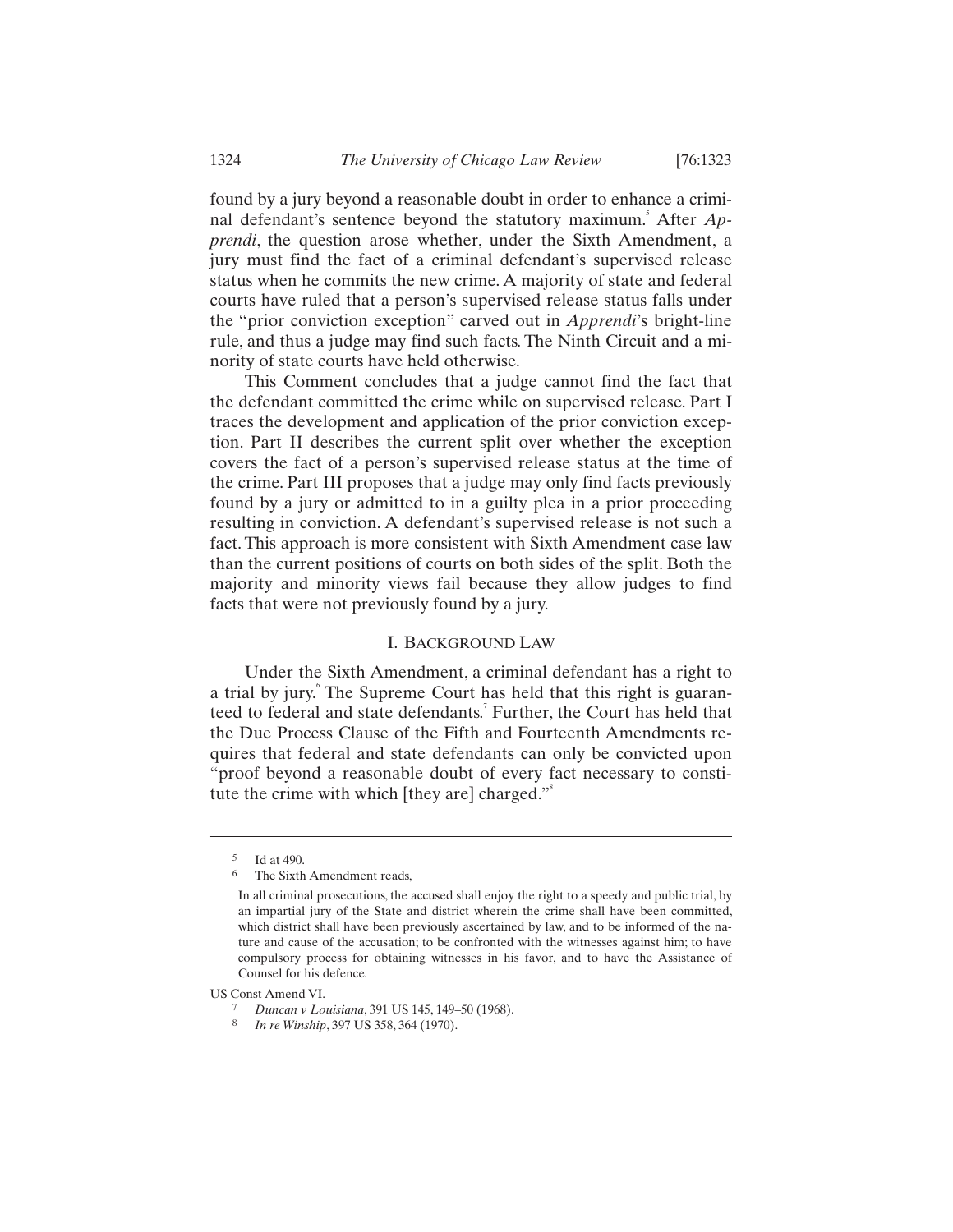found by a jury beyond a reasonable doubt in order to enhance a criminal defendant's sentence beyond the statutory maximum.[5] After *Apprendi*, the question arose whether, under the Sixth Amendment, a jury must find the fact of a criminal defendant's supervised release status when he commits the new crime. A majority of state and federal courts have ruled that a person's supervised release status falls under the "prior conviction exception" carved out in *Apprendi*'s bright-line rule, and thus a judge may find such facts. The Ninth Circuit and a minority of state courts have held otherwise.

This Comment concludes that a judge cannot find the fact that the defendant committed the crime while on supervised release. Part I traces the development and application of the prior conviction exception. Part II describes the current split over whether the exception covers the fact of a person's supervised release status at the time of the crime. Part III proposes that a judge may only find facts previously found by a jury or admitted to in a guilty plea in a prior proceeding resulting in conviction. A defendant's supervised release is not such a fact. This approach is more consistent with Sixth Amendment case law than the current positions of courts on both sides of the split. Both the majority and minority views fail because they allow judges to find facts that were not previously found by a jury.

## I. BACKGROUND LAW

Under the Sixth Amendment, a criminal defendant has a right to a trial by jury.[6] The Supreme Court has held that this right is guaranteed to federal and state defendants.[7] Further, the Court has held that the Due Process Clause of the Fifth and Fourteenth Amendments requires that federal and state defendants can only be convicted upon "proof beyond a reasonable doubt of every fact necessary to constitute the crime with which [they are] charged."[8]

---

[5] Id at 490.

[6] The Sixth Amendment reads,

> In all criminal prosecutions, the accused shall enjoy the right to a speedy and public trial, by an impartial jury of the State and district wherein the crime shall have been committed, which district shall have been previously ascertained by law, and to be informed of the nature and cause of the accusation; to be confronted with the witnesses against him; to have compulsory process for obtaining witnesses in his favor, and to have the Assistance of Counsel for his defence.

US Const Amend VI.

[7] *Duncan v Louisiana*, 391 US 145, 149–50 (1968).

[8] *In re Winship*, 397 US 358, 364 (1970).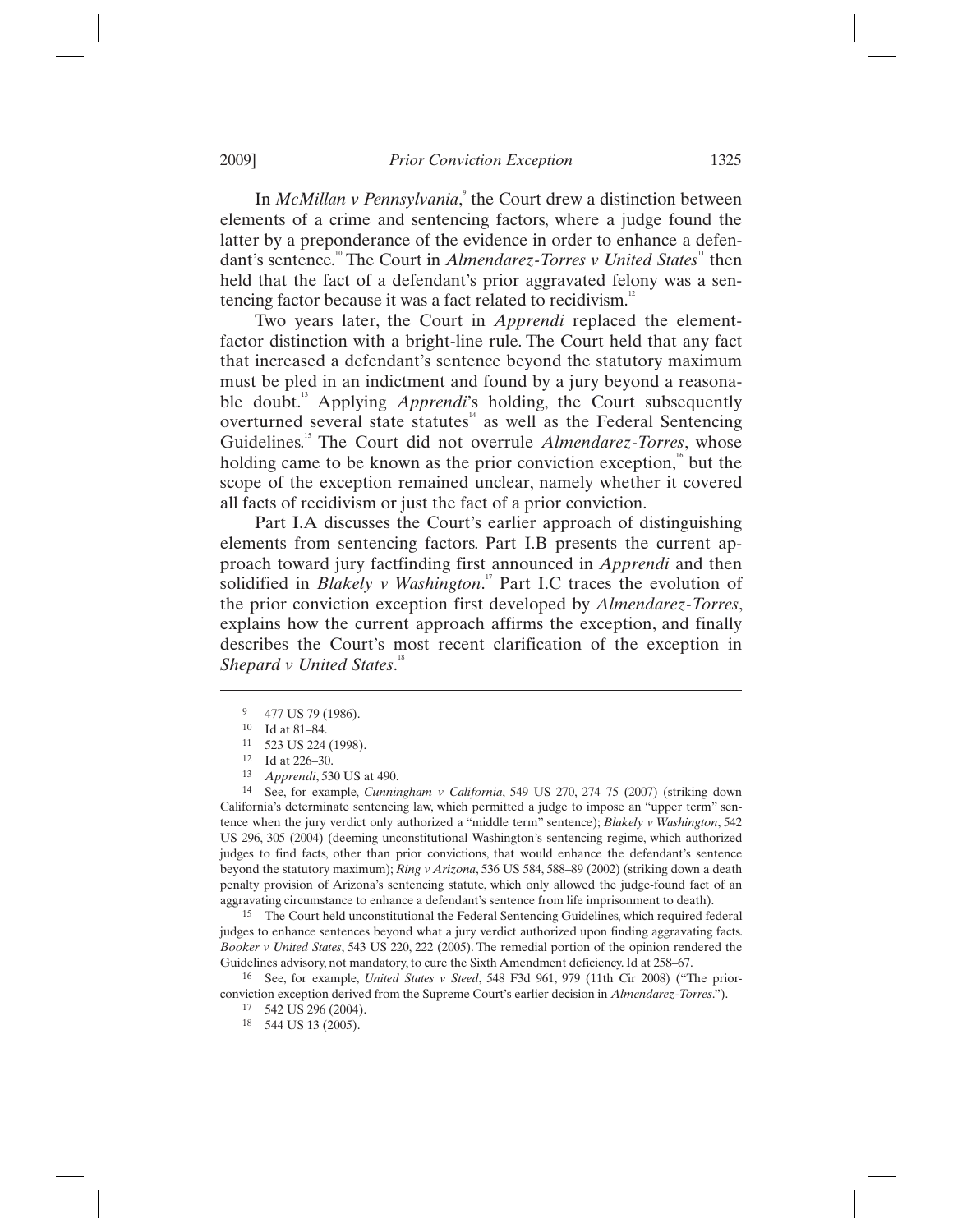In *McMillan v Pennsylvania*,[9] the Court drew a distinction between elements of a crime and sentencing factors, where a judge found the latter by a preponderance of the evidence in order to enhance a defendant's sentence.[10] The Court in *Almendarez-Torres v United States*[11] then held that the fact of a defendant's prior aggravated felony was a sentencing factor because it was a fact related to recidivism.[12]

Two years later, the Court in *Apprendi* replaced the element-factor distinction with a bright-line rule. The Court held that any fact that increased a defendant's sentence beyond the statutory maximum must be pled in an indictment and found by a jury beyond a reasonable doubt.[13] Applying *Apprendi*'s holding, the Court subsequently overturned several state statutes[14] as well as the Federal Sentencing Guidelines.[15] The Court did not overrule *Almendarez-Torres*, whose holding came to be known as the prior conviction exception,[16] but the scope of the exception remained unclear, namely whether it covered all facts of recidivism or just the fact of a prior conviction.

Part I.A discusses the Court's earlier approach of distinguishing elements from sentencing factors. Part I.B presents the current approach toward jury factfinding first announced in *Apprendi* and then solidified in *Blakely v Washington*.[17] Part I.C traces the evolution of the prior conviction exception first developed by *Almendarez-Torres*, explains how the current approach affirms the exception, and finally describes the Court's most recent clarification of the exception in *Shepard v United States*.[18]

---

9 477 US 79 (1986).

10 Id at 81–84.

11 523 US 224 (1998).

12 Id at 226–30.

13 *Apprendi*, 530 US at 490.

14 See, for example, *Cunningham v California*, 549 US 270, 274–75 (2007) (striking down California's determinate sentencing law, which permitted a judge to impose an "upper term" sentence when the jury verdict only authorized a "middle term" sentence); *Blakely v Washington*, 542 US 296, 305 (2004) (deeming unconstitutional Washington's sentencing regime, which authorized judges to find facts, other than prior convictions, that would enhance the defendant's sentence beyond the statutory maximum); *Ring v Arizona*, 536 US 584, 588–89 (2002) (striking down a death penalty provision of Arizona's sentencing statute, which only allowed the judge-found fact of an aggravating circumstance to enhance a defendant's sentence from life imprisonment to death).

15 The Court held unconstitutional the Federal Sentencing Guidelines, which required federal judges to enhance sentences beyond what a jury verdict authorized upon finding aggravating facts. *Booker v United States*, 543 US 220, 222 (2005). The remedial portion of the opinion rendered the Guidelines advisory, not mandatory, to cure the Sixth Amendment deficiency. Id at 258–67.

16 See, for example, *United States v Steed*, 548 F3d 961, 979 (11th Cir 2008) ("The prior-conviction exception derived from the Supreme Court's earlier decision in *Almendarez-Torres*.").

17 542 US 296 (2004).

18 544 US 13 (2005).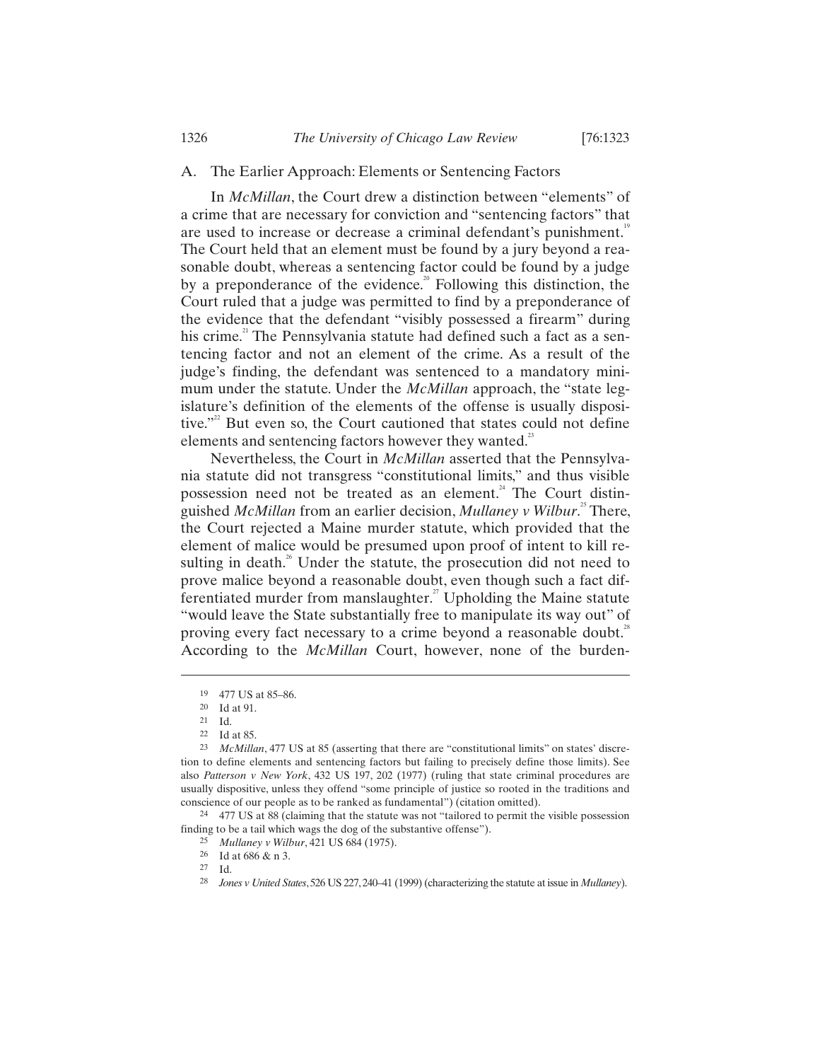### A. The Earlier Approach: Elements or Sentencing Factors

In *McMillan*, the Court drew a distinction between "elements" of a crime that are necessary for conviction and "sentencing factors" that are used to increase or decrease a criminal defendant's punishment.[19] The Court held that an element must be found by a jury beyond a reasonable doubt, whereas a sentencing factor could be found by a judge by a preponderance of the evidence.[20] Following this distinction, the Court ruled that a judge was permitted to find by a preponderance of the evidence that the defendant "visibly possessed a firearm" during his crime.[21] The Pennsylvania statute had defined such a fact as a sentencing factor and not an element of the crime. As a result of the judge's finding, the defendant was sentenced to a mandatory minimum under the statute. Under the *McMillan* approach, the "state legislature's definition of the elements of the offense is usually dispositive."[22] But even so, the Court cautioned that states could not define elements and sentencing factors however they wanted.[23]

Nevertheless, the Court in *McMillan* asserted that the Pennsylvania statute did not transgress "constitutional limits," and thus visible possession need not be treated as an element.[24] The Court distinguished *McMillan* from an earlier decision, *Mullaney v Wilbur*.[25] There, the Court rejected a Maine murder statute, which provided that the element of malice would be presumed upon proof of intent to kill resulting in death.[26] Under the statute, the prosecution did not need to prove malice beyond a reasonable doubt, even though such a fact differentiated murder from manslaughter.[27] Upholding the Maine statute "would leave the State substantially free to manipulate its way out" of proving every fact necessary to a crime beyond a reasonable doubt.[28] According to the *McMillan* Court, however, none of the burden-

---

19 477 US at 85–86.

20 Id at 91.

21 Id.

22 Id at 85.

23 *McMillan*, 477 US at 85 (asserting that there are "constitutional limits" on states' discretion to define elements and sentencing factors but failing to precisely define those limits). See also *Patterson v New York*, 432 US 197, 202 (1977) (ruling that state criminal procedures are usually dispositive, unless they offend "some principle of justice so rooted in the traditions and conscience of our people as to be ranked as fundamental") (citation omitted).

24 477 US at 88 (claiming that the statute was not "tailored to permit the visible possession finding to be a tail which wags the dog of the substantive offense").

25 *Mullaney v Wilbur*, 421 US 684 (1975).

26 Id at 686 & n 3.

27 Id.

28 *Jones v United States*, 526 US 227, 240–41 (1999) (characterizing the statute at issue in *Mullaney*).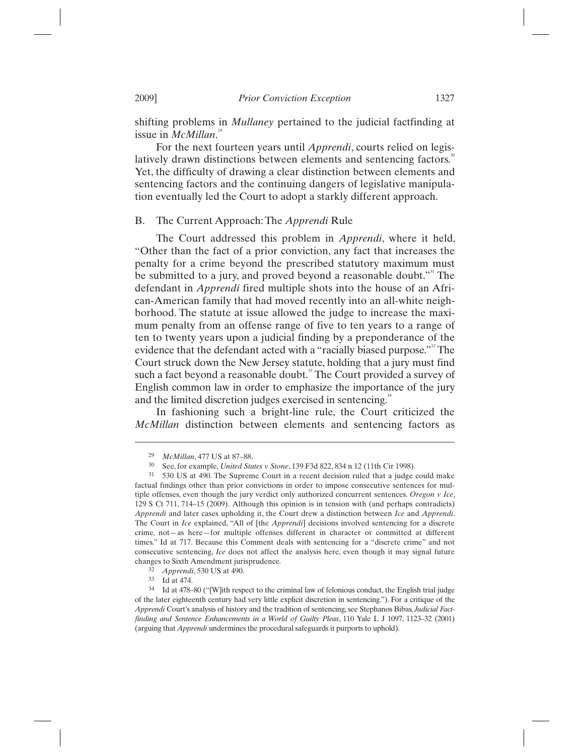shifting problems in *Mullaney* pertained to the judicial factfinding at issue in *McMillan*.[29]

For the next fourteen years until *Apprendi*, courts relied on legislatively drawn distinctions between elements and sentencing factors.[30] Yet, the difficulty of drawing a clear distinction between elements and sentencing factors and the continuing dangers of legislative manipulation eventually led the Court to adopt a starkly different approach.

## B. The Current Approach: The *Apprendi* Rule

The Court addressed this problem in *Apprendi*, where it held, "Other than the fact of a prior conviction, any fact that increases the penalty for a crime beyond the prescribed statutory maximum must be submitted to a jury, and proved beyond a reasonable doubt."[31] The defendant in *Apprendi* fired multiple shots into the house of an African-American family that had moved recently into an all-white neighborhood. The statute at issue allowed the judge to increase the maximum penalty from an offense range of five to ten years to a range of ten to twenty years upon a judicial finding by a preponderance of the evidence that the defendant acted with a "racially biased purpose."[32] The Court struck down the New Jersey statute, holding that a jury must find such a fact beyond a reasonable doubt.[33] The Court provided a survey of English common law in order to emphasize the importance of the jury and the limited discretion judges exercised in sentencing.[34]

In fashioning such a bright-line rule, the Court criticized the *McMillan* distinction between elements and sentencing factors as

---

29 *McMillan*, 477 US at 87–88.

30 See, for example, *United States v Stone*, 139 F3d 822, 834 n 12 (11th Cir 1998).

31 530 US at 490. The Supreme Court in a recent decision ruled that a judge could make factual findings other than prior convictions in order to impose consecutive sentences for multiple offenses, even though the jury verdict only authorized concurrent sentences. *Oregon v Ice*, 129 S Ct 711, 714–15 (2009). Although this opinion is in tension with (and perhaps contradicts) *Apprendi* and later cases upholding it, the Court drew a distinction between *Ice* and *Apprendi*. The Court in *Ice* explained, "All of [the *Apprendi*] decisions involved sentencing for a discrete crime, not—as here—for multiple offenses different in character or committed at different times." Id at 717. Because this Comment deals with sentencing for a "discrete crime" and not consecutive sentencing, *Ice* does not affect the analysis here, even though it may signal future changes to Sixth Amendment jurisprudence.

32 *Apprendi*, 530 US at 490.

33 Id at 474.

34 Id at 478–80 ("[W]ith respect to the criminal law of felonious conduct, the English trial judge of the later eighteenth century had very little explicit discretion in sentencing."). For a critique of the *Apprendi* Court's analysis of history and the tradition of sentencing, see Stephanos Bibas, *Judicial Factfinding and Sentence Enhancements in a World of Guilty Pleas*, 110 Yale L J 1097, 1123–32 (2001) (arguing that *Apprendi* undermines the procedural safeguards it purports to uphold).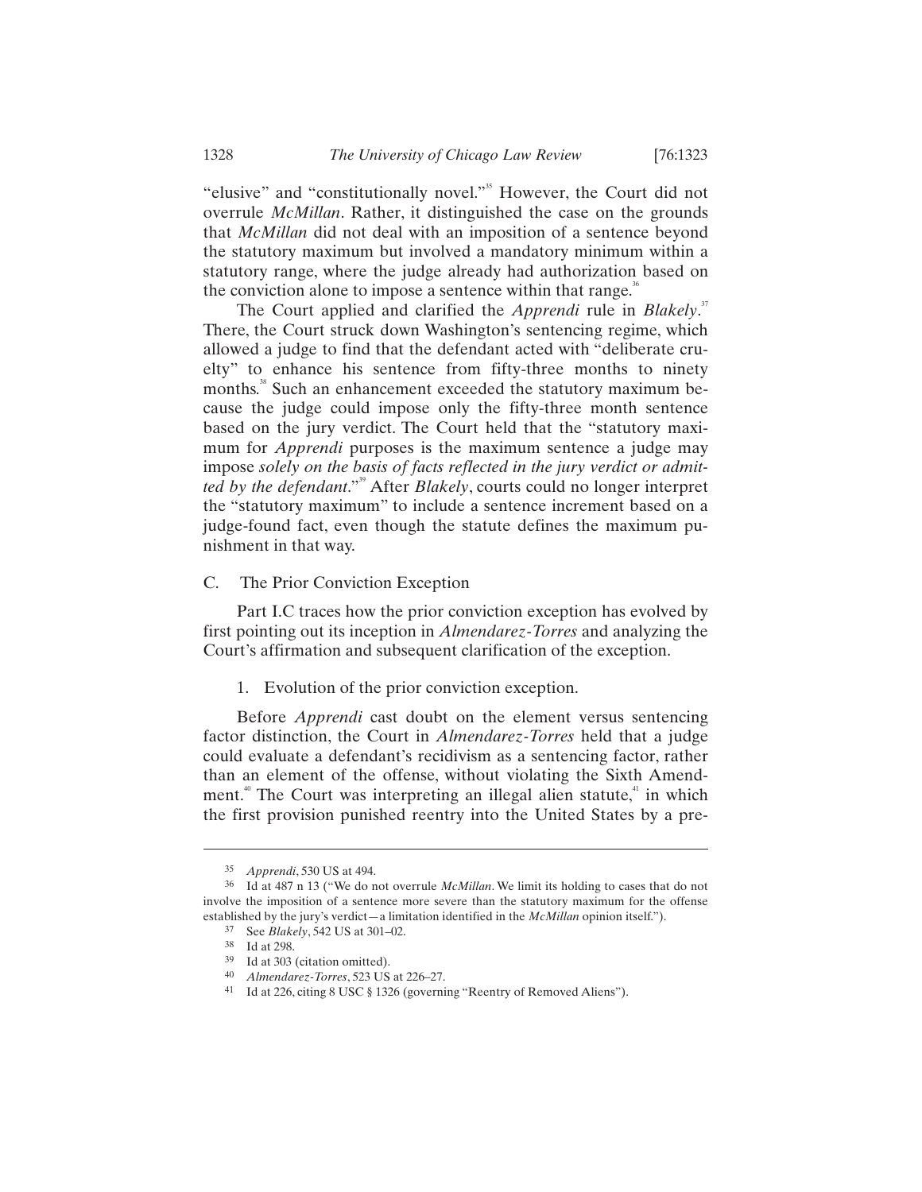"elusive" and "constitutionally novel."[35] However, the Court did not overrule *McMillan*. Rather, it distinguished the case on the grounds that *McMillan* did not deal with an imposition of a sentence beyond the statutory maximum but involved a mandatory minimum within a statutory range, where the judge already had authorization based on the conviction alone to impose a sentence within that range.[36]

The Court applied and clarified the *Apprendi* rule in *Blakely*.[37] There, the Court struck down Washington's sentencing regime, which allowed a judge to find that the defendant acted with "deliberate cruelty" to enhance his sentence from fifty-three months to ninety months.[38] Such an enhancement exceeded the statutory maximum because the judge could impose only the fifty-three month sentence based on the jury verdict. The Court held that the "statutory maximum for *Apprendi* purposes is the maximum sentence a judge may impose *solely on the basis of facts reflected in the jury verdict or admitted by the defendant*."[39] After *Blakely*, courts could no longer interpret the "statutory maximum" to include a sentence increment based on a judge-found fact, even though the statute defines the maximum punishment in that way.

## C. The Prior Conviction Exception

Part I.C traces how the prior conviction exception has evolved by first pointing out its inception in *Almendarez-Torres* and analyzing the Court's affirmation and subsequent clarification of the exception.

### 1. Evolution of the prior conviction exception.

Before *Apprendi* cast doubt on the element versus sentencing factor distinction, the Court in *Almendarez-Torres* held that a judge could evaluate a defendant's recidivism as a sentencing factor, rather than an element of the offense, without violating the Sixth Amendment.[40] The Court was interpreting an illegal alien statute,[41] in which the first provision punished reentry into the United States by a pre-

---

35 *Apprendi*, 530 US at 494.

36 Id at 487 n 13 ("We do not overrule *McMillan*. We limit its holding to cases that do not involve the imposition of a sentence more severe than the statutory maximum for the offense established by the jury's verdict—a limitation identified in the *McMillan* opinion itself.").

37 See *Blakely*, 542 US at 301–02.

38 Id at 298.

39 Id at 303 (citation omitted).

40 *Almendarez-Torres*, 523 US at 226–27.

41 Id at 226, citing 8 USC § 1326 (governing "Reentry of Removed Aliens").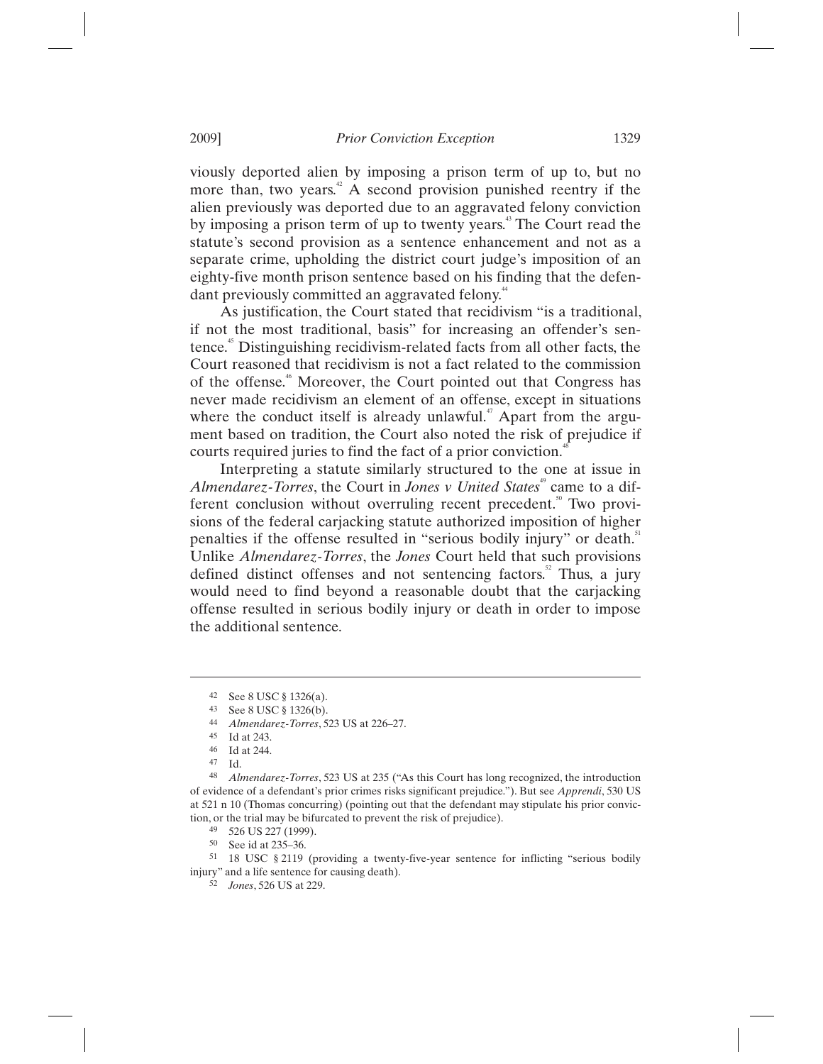viously deported alien by imposing a prison term of up to, but no more than, two years.[42] A second provision punished reentry if the alien previously was deported due to an aggravated felony conviction by imposing a prison term of up to twenty years.[43] The Court read the statute's second provision as a sentence enhancement and not as a separate crime, upholding the district court judge's imposition of an eighty-five month prison sentence based on his finding that the defendant previously committed an aggravated felony.[44]

As justification, the Court stated that recidivism "is a traditional, if not the most traditional, basis" for increasing an offender's sentence.[45] Distinguishing recidivism-related facts from all other facts, the Court reasoned that recidivism is not a fact related to the commission of the offense.[46] Moreover, the Court pointed out that Congress has never made recidivism an element of an offense, except in situations where the conduct itself is already unlawful.[47] Apart from the argument based on tradition, the Court also noted the risk of prejudice if courts required juries to find the fact of a prior conviction.[48]

Interpreting a statute similarly structured to the one at issue in *Almendarez-Torres*, the Court in *Jones v United States*[49] came to a different conclusion without overruling recent precedent.[50] Two provisions of the federal carjacking statute authorized imposition of higher penalties if the offense resulted in "serious bodily injury" or death.[51] Unlike *Almendarez-Torres*, the *Jones* Court held that such provisions defined distinct offenses and not sentencing factors.[52] Thus, a jury would need to find beyond a reasonable doubt that the carjacking offense resulted in serious bodily injury or death in order to impose the additional sentence.

---

42 See 8 USC § 1326(a).

43 See 8 USC § 1326(b).

44 *Almendarez-Torres*, 523 US at 226–27.

45 Id at 243.

46 Id at 244.

47 Id.

48 *Almendarez-Torres*, 523 US at 235 ("As this Court has long recognized, the introduction of evidence of a defendant's prior crimes risks significant prejudice."). But see *Apprendi*, 530 US at 521 n 10 (Thomas concurring) (pointing out that the defendant may stipulate his prior conviction, or the trial may be bifurcated to prevent the risk of prejudice).

49 526 US 227 (1999).

50 See id at 235–36.

51 18 USC § 2119 (providing a twenty-five-year sentence for inflicting "serious bodily injury" and a life sentence for causing death).

52 *Jones*, 526 US at 229.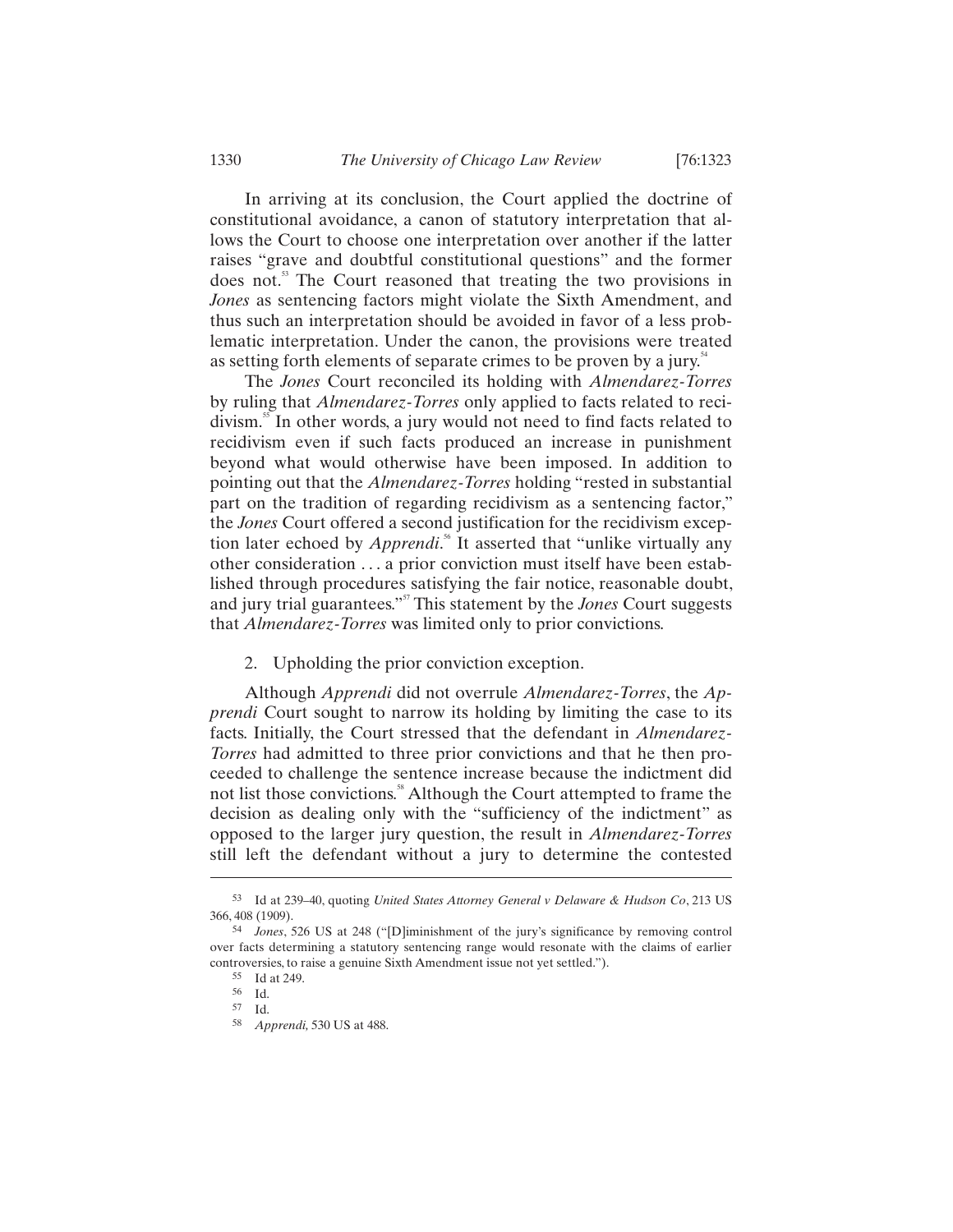In arriving at its conclusion, the Court applied the doctrine of constitutional avoidance, a canon of statutory interpretation that allows the Court to choose one interpretation over another if the latter raises "grave and doubtful constitutional questions" and the former does not.[53] The Court reasoned that treating the two provisions in *Jones* as sentencing factors might violate the Sixth Amendment, and thus such an interpretation should be avoided in favor of a less problematic interpretation. Under the canon, the provisions were treated as setting forth elements of separate crimes to be proven by a jury.[54]

The *Jones* Court reconciled its holding with *Almendarez-Torres* by ruling that *Almendarez-Torres* only applied to facts related to recidivism.[55] In other words, a jury would not need to find facts related to recidivism even if such facts produced an increase in punishment beyond what would otherwise have been imposed. In addition to pointing out that the *Almendarez-Torres* holding "rested in substantial part on the tradition of regarding recidivism as a sentencing factor," the *Jones* Court offered a second justification for the recidivism exception later echoed by *Apprendi*.[56] It asserted that "unlike virtually any other consideration . . . a prior conviction must itself have been established through procedures satisfying the fair notice, reasonable doubt, and jury trial guarantees."[57] This statement by the *Jones* Court suggests that *Almendarez-Torres* was limited only to prior convictions.

2. Upholding the prior conviction exception.

Although *Apprendi* did not overrule *Almendarez-Torres*, the *Apprendi* Court sought to narrow its holding by limiting the case to its facts. Initially, the Court stressed that the defendant in *Almendarez-Torres* had admitted to three prior convictions and that he then proceeded to challenge the sentence increase because the indictment did not list those convictions.[58] Although the Court attempted to frame the decision as dealing only with the "sufficiency of the indictment" as opposed to the larger jury question, the result in *Almendarez-Torres* still left the defendant without a jury to determine the contested

---

53 Id at 239–40, quoting *United States Attorney General v Delaware & Hudson Co*, 213 US 366, 408 (1909).

54 *Jones*, 526 US at 248 ("[D]iminishment of the jury's significance by removing control over facts determining a statutory sentencing range would resonate with the claims of earlier controversies, to raise a genuine Sixth Amendment issue not yet settled.").

55 Id at 249.

56 Id.

57 Id.

58 *Apprendi*, 530 US at 488.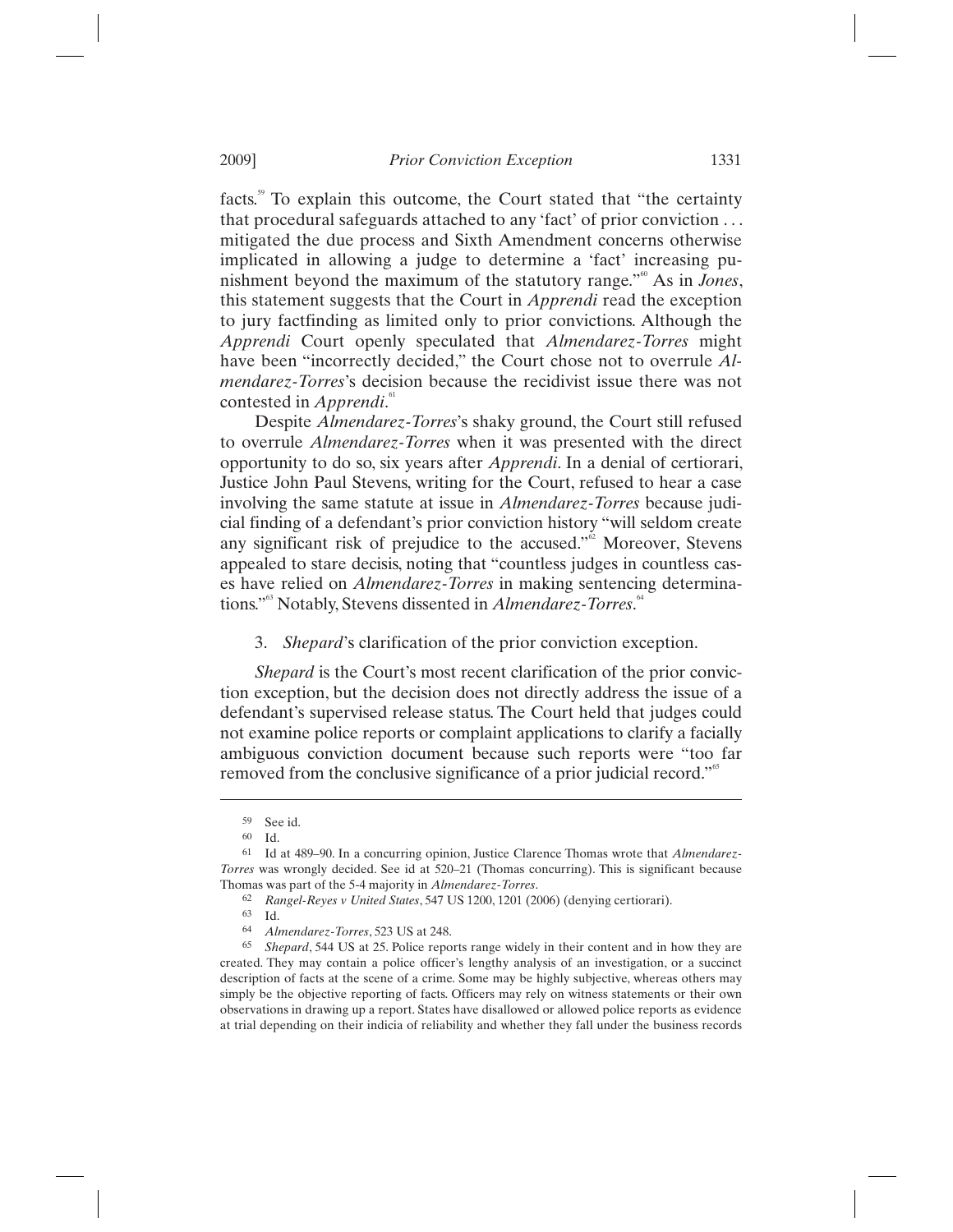facts.[59] To explain this outcome, the Court stated that "the certainty that procedural safeguards attached to any 'fact' of prior conviction . . . mitigated the due process and Sixth Amendment concerns otherwise implicated in allowing a judge to determine a 'fact' increasing punishment beyond the maximum of the statutory range."[60] As in *Jones*, this statement suggests that the Court in *Apprendi* read the exception to jury factfinding as limited only to prior convictions. Although the *Apprendi* Court openly speculated that *Almendarez-Torres* might have been "incorrectly decided," the Court chose not to overrule *Almendarez-Torres*'s decision because the recidivist issue there was not contested in *Apprendi*.[61]

Despite *Almendarez-Torres*'s shaky ground, the Court still refused to overrule *Almendarez-Torres* when it was presented with the direct opportunity to do so, six years after *Apprendi*. In a denial of certiorari, Justice John Paul Stevens, writing for the Court, refused to hear a case involving the same statute at issue in *Almendarez-Torres* because judicial finding of a defendant's prior conviction history "will seldom create any significant risk of prejudice to the accused."[62] Moreover, Stevens appealed to stare decisis, noting that "countless judges in countless cases have relied on *Almendarez-Torres* in making sentencing determinations."[63] Notably, Stevens dissented in *Almendarez-Torres*.[64]

### 3. *Shepard*'s clarification of the prior conviction exception.

*Shepard* is the Court's most recent clarification of the prior conviction exception, but the decision does not directly address the issue of a defendant's supervised release status. The Court held that judges could not examine police reports or complaint applications to clarify a facially ambiguous conviction document because such reports were "too far removed from the conclusive significance of a prior judicial record."[65]

---

59 See id.

60 Id.

61 Id at 489–90. In a concurring opinion, Justice Clarence Thomas wrote that *Almendarez-Torres* was wrongly decided. See id at 520–21 (Thomas concurring). This is significant because Thomas was part of the 5-4 majority in *Almendarez-Torres*.

62 *Rangel-Reyes v United States*, 547 US 1200, 1201 (2006) (denying certiorari).

63 Id.

64 *Almendarez-Torres*, 523 US at 248.

65 *Shepard*, 544 US at 25. Police reports range widely in their content and in how they are created. They may contain a police officer's lengthy analysis of an investigation, or a succinct description of facts at the scene of a crime. Some may be highly subjective, whereas others may simply be the objective reporting of facts. Officers may rely on witness statements or their own observations in drawing up a report. States have disallowed or allowed police reports as evidence at trial depending on their indicia of reliability and whether they fall under the business records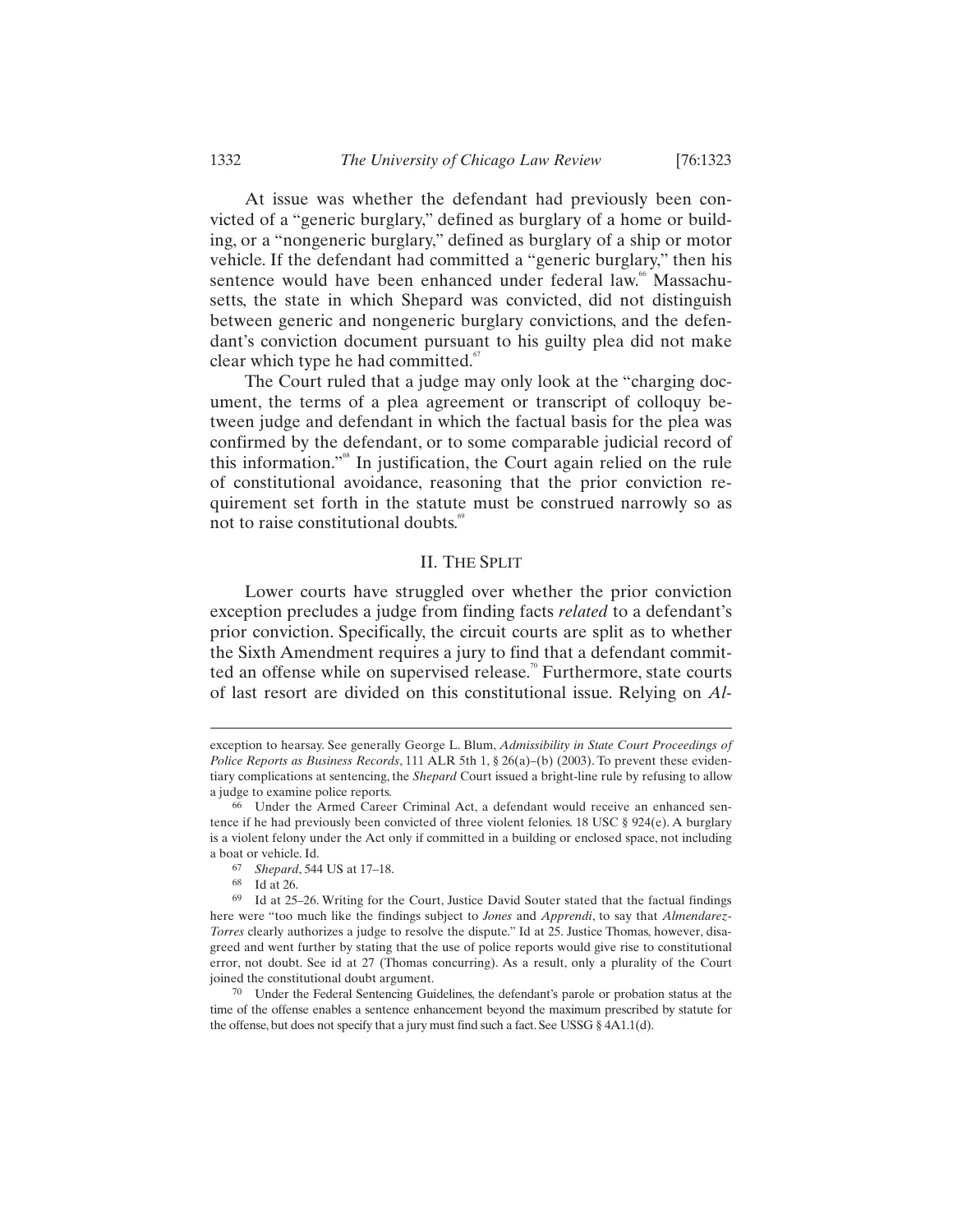At issue was whether the defendant had previously been convicted of a "generic burglary," defined as burglary of a home or building, or a "nongeneric burglary," defined as burglary of a ship or motor vehicle. If the defendant had committed a "generic burglary," then his sentence would have been enhanced under federal law.[66] Massachusetts, the state in which Shepard was convicted, did not distinguish between generic and nongeneric burglary convictions, and the defendant's conviction document pursuant to his guilty plea did not make clear which type he had committed.[67]

The Court ruled that a judge may only look at the "charging document, the terms of a plea agreement or transcript of colloquy between judge and defendant in which the factual basis for the plea was confirmed by the defendant, or to some comparable judicial record of this information."[68] In justification, the Court again relied on the rule of constitutional avoidance, reasoning that the prior conviction requirement set forth in the statute must be construed narrowly so as not to raise constitutional doubts.[69]

## II. THE SPLIT

Lower courts have struggled over whether the prior conviction exception precludes a judge from finding facts *related* to a defendant's prior conviction. Specifically, the circuit courts are split as to whether the Sixth Amendment requires a jury to find that a defendant committed an offense while on supervised release.[70] Furthermore, state courts of last resort are divided on this constitutional issue. Relying on *Al-*

---

exception to hearsay. See generally George L. Blum, *Admissibility in State Court Proceedings of Police Reports as Business Records*, 111 ALR 5th 1, § 26(a)–(b) (2003). To prevent these evidentiary complications at sentencing, the *Shepard* Court issued a bright-line rule by refusing to allow a judge to examine police reports.

66 Under the Armed Career Criminal Act, a defendant would receive an enhanced sentence if he had previously been convicted of three violent felonies. 18 USC § 924(e). A burglary is a violent felony under the Act only if committed in a building or enclosed space, not including a boat or vehicle. Id.

67 *Shepard*, 544 US at 17–18.

68 Id at 26.

69 Id at 25–26. Writing for the Court, Justice David Souter stated that the factual findings here were "too much like the findings subject to *Jones* and *Apprendi*, to say that *Almendarez-Torres* clearly authorizes a judge to resolve the dispute." Id at 25. Justice Thomas, however, disagreed and went further by stating that the use of police reports would give rise to constitutional error, not doubt. See id at 27 (Thomas concurring). As a result, only a plurality of the Court joined the constitutional doubt argument.

70 Under the Federal Sentencing Guidelines, the defendant's parole or probation status at the time of the offense enables a sentence enhancement beyond the maximum prescribed by statute for the offense, but does not specify that a jury must find such a fact. See USSG § 4A1.1(d).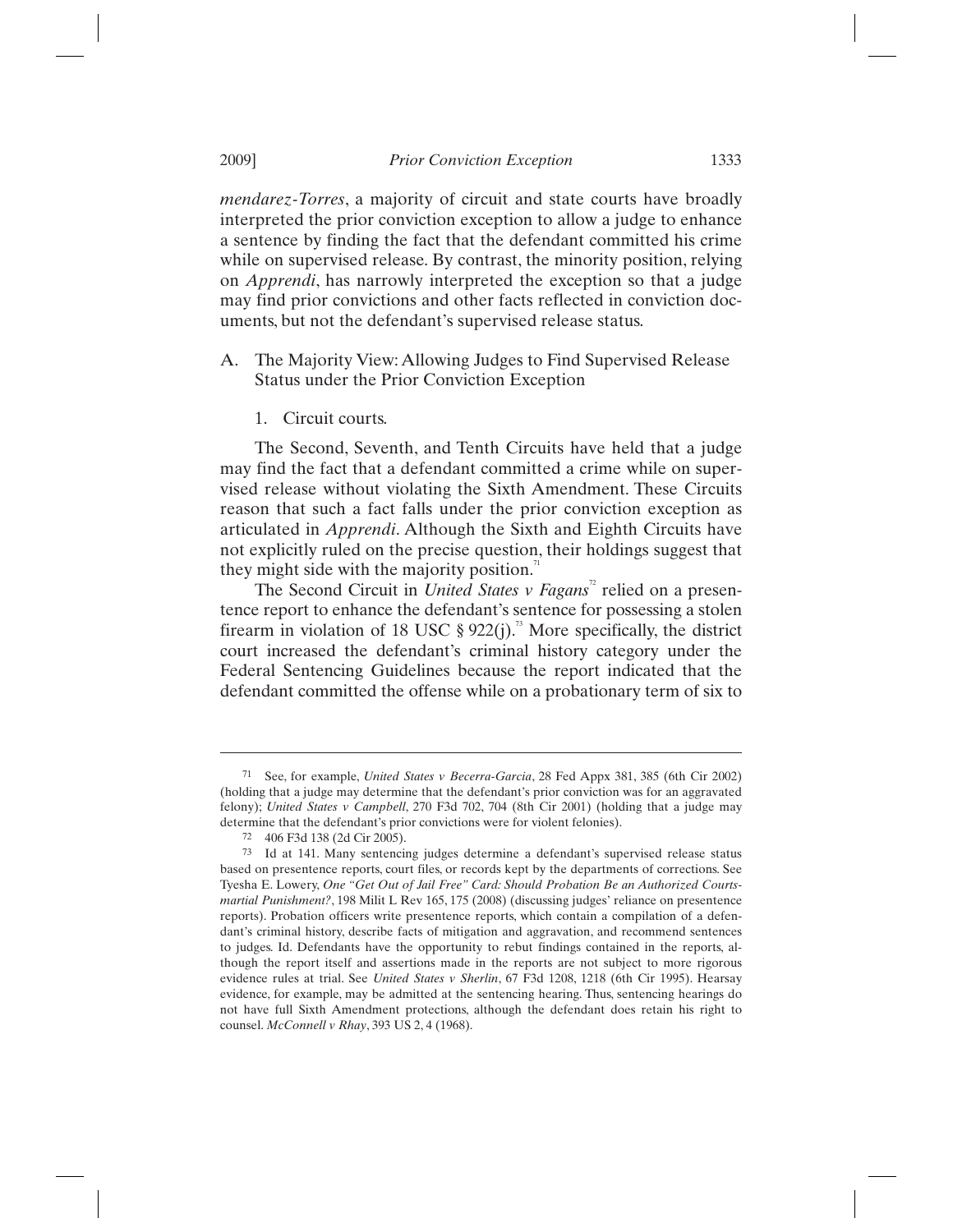*mendarez-Torres*, a majority of circuit and state courts have broadly interpreted the prior conviction exception to allow a judge to enhance a sentence by finding the fact that the defendant committed his crime while on supervised release. By contrast, the minority position, relying on *Apprendi*, has narrowly interpreted the exception so that a judge may find prior convictions and other facts reflected in conviction documents, but not the defendant's supervised release status.

## A. The Majority View: Allowing Judges to Find Supervised Release Status under the Prior Conviction Exception

### 1. Circuit courts.

The Second, Seventh, and Tenth Circuits have held that a judge may find the fact that a defendant committed a crime while on supervised release without violating the Sixth Amendment. These Circuits reason that such a fact falls under the prior conviction exception as articulated in *Apprendi*. Although the Sixth and Eighth Circuits have not explicitly ruled on the precise question, their holdings suggest that they might side with the majority position.[71]

The Second Circuit in *United States v Fagans*[72] relied on a presentence report to enhance the defendant's sentence for possessing a stolen firearm in violation of 18 USC § 922(j).[73] More specifically, the district court increased the defendant's criminal history category under the Federal Sentencing Guidelines because the report indicated that the defendant committed the offense while on a probationary term of six to

---

71 See, for example, *United States v Becerra-Garcia*, 28 Fed Appx 381, 385 (6th Cir 2002) (holding that a judge may determine that the defendant's prior conviction was for an aggravated felony); *United States v Campbell*, 270 F3d 702, 704 (8th Cir 2001) (holding that a judge may determine that the defendant's prior convictions were for violent felonies).

72 406 F3d 138 (2d Cir 2005).

73 Id at 141. Many sentencing judges determine a defendant's supervised release status based on presentence reports, court files, or records kept by the departments of corrections. See Tyesha E. Lowery, *One "Get Out of Jail Free" Card: Should Probation Be an Authorized Courts-martial Punishment?*, 198 Milit L Rev 165, 175 (2008) (discussing judges' reliance on presentence reports). Probation officers write presentence reports, which contain a compilation of a defendant's criminal history, describe facts of mitigation and aggravation, and recommend sentences to judges. Id. Defendants have the opportunity to rebut findings contained in the reports, although the report itself and assertions made in the reports are not subject to more rigorous evidence rules at trial. See *United States v Sherlin*, 67 F3d 1208, 1218 (6th Cir 1995). Hearsay evidence, for example, may be admitted at the sentencing hearing. Thus, sentencing hearings do not have full Sixth Amendment protections, although the defendant does retain his right to counsel. *McConnell v Rhay*, 393 US 2, 4 (1968).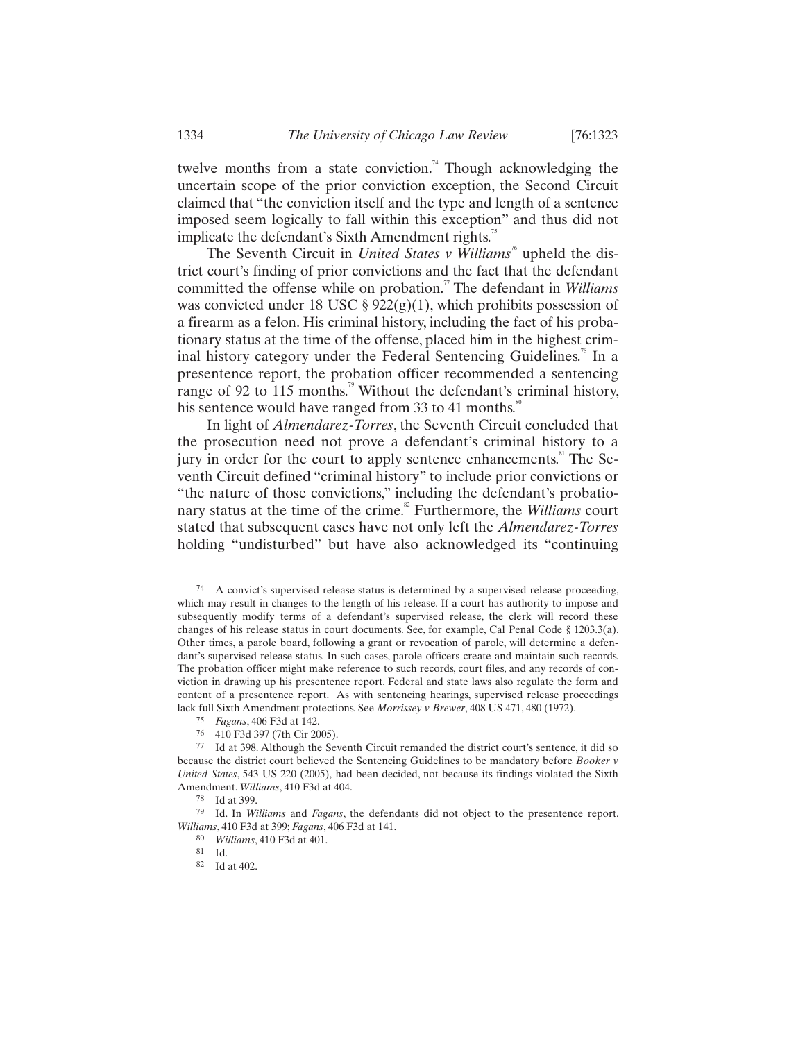twelve months from a state conviction.[74] Though acknowledging the uncertain scope of the prior conviction exception, the Second Circuit claimed that "the conviction itself and the type and length of a sentence imposed seem logically to fall within this exception" and thus did not implicate the defendant's Sixth Amendment rights.[75]

The Seventh Circuit in *United States v Williams*[76] upheld the district court's finding of prior convictions and the fact that the defendant committed the offense while on probation.[77] The defendant in *Williams* was convicted under 18 USC § 922(g)(1), which prohibits possession of a firearm as a felon. His criminal history, including the fact of his probationary status at the time of the offense, placed him in the highest criminal history category under the Federal Sentencing Guidelines.[78] In a presentence report, the probation officer recommended a sentencing range of 92 to 115 months.[79] Without the defendant's criminal history, his sentence would have ranged from 33 to 41 months.[80]

In light of *Almendarez-Torres*, the Seventh Circuit concluded that the prosecution need not prove a defendant's criminal history to a jury in order for the court to apply sentence enhancements.[81] The Seventh Circuit defined "criminal history" to include prior convictions or "the nature of those convictions," including the defendant's probationary status at the time of the crime.[82] Furthermore, the *Williams* court stated that subsequent cases have not only left the *Almendarez-Torres* holding "undisturbed" but have also acknowledged its "continuing

---

74 A convict's supervised release status is determined by a supervised release proceeding, which may result in changes to the length of his release. If a court has authority to impose and subsequently modify terms of a defendant's supervised release, the clerk will record these changes of his release status in court documents. See, for example, Cal Penal Code § 1203.3(a). Other times, a parole board, following a grant or revocation of parole, will determine a defendant's supervised release status. In such cases, parole officers create and maintain such records. The probation officer might make reference to such records, court files, and any records of conviction in drawing up his presentence report. Federal and state laws also regulate the form and content of a presentence report. As with sentencing hearings, supervised release proceedings lack full Sixth Amendment protections. See *Morrissey v Brewer*, 408 US 471, 480 (1972).

75 *Fagans*, 406 F3d at 142.

76 410 F3d 397 (7th Cir 2005).

77 Id at 398. Although the Seventh Circuit remanded the district court's sentence, it did so because the district court believed the Sentencing Guidelines to be mandatory before *Booker v United States*, 543 US 220 (2005), had been decided, not because its findings violated the Sixth Amendment. *Williams*, 410 F3d at 404.

78 Id at 399.

79 Id. In *Williams* and *Fagans*, the defendants did not object to the presentence report. *Williams*, 410 F3d at 399; *Fagans*, 406 F3d at 141.

80 *Williams*, 410 F3d at 401.

81 Id.

82 Id at 402.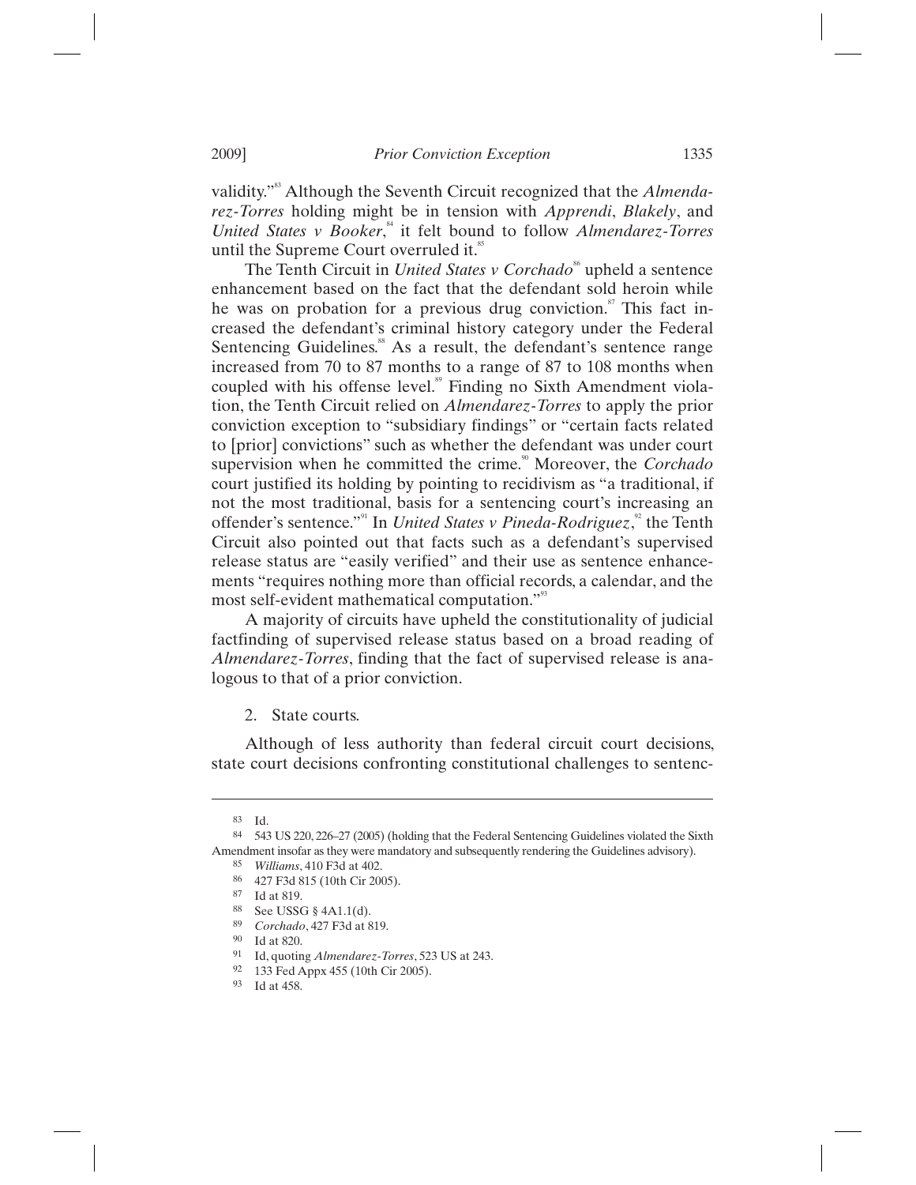validity."[83] Although the Seventh Circuit recognized that the *Almendarez-Torres* holding might be in tension with *Apprendi*, *Blakely*, and *United States v Booker*,[84] it felt bound to follow *Almendarez-Torres* until the Supreme Court overruled it.[85]

The Tenth Circuit in *United States v Corchado*[86] upheld a sentence enhancement based on the fact that the defendant sold heroin while he was on probation for a previous drug conviction.[87] This fact increased the defendant's criminal history category under the Federal Sentencing Guidelines.[88] As a result, the defendant's sentence range increased from 70 to 87 months to a range of 87 to 108 months when coupled with his offense level.[89] Finding no Sixth Amendment violation, the Tenth Circuit relied on *Almendarez-Torres* to apply the prior conviction exception to "subsidiary findings" or "certain facts related to [prior] convictions" such as whether the defendant was under court supervision when he committed the crime.[90] Moreover, the *Corchado* court justified its holding by pointing to recidivism as "a traditional, if not the most traditional, basis for a sentencing court's increasing an offender's sentence."[91] In *United States v Pineda-Rodriguez*,[92] the Tenth Circuit also pointed out that facts such as a defendant's supervised release status are "easily verified" and their use as sentence enhancements "requires nothing more than official records, a calendar, and the most self-evident mathematical computation."[93]

A majority of circuits have upheld the constitutionality of judicial factfinding of supervised release status based on a broad reading of *Almendarez-Torres*, finding that the fact of supervised release is analogous to that of a prior conviction.

2. State courts.

Although of less authority than federal circuit court decisions, state court decisions confronting constitutional challenges to sentenc-

---

[83] Id.

[84] 543 US 220, 226–27 (2005) (holding that the Federal Sentencing Guidelines violated the Sixth Amendment insofar as they were mandatory and subsequently rendering the Guidelines advisory).

[85] *Williams*, 410 F3d at 402.

[86] 427 F3d 815 (10th Cir 2005).

[87] Id at 819.

[88] See USSG § 4A1.1(d).

[89] *Corchado*, 427 F3d at 819.

[90] Id at 820.

[91] Id, quoting *Almendarez-Torres*, 523 US at 243.

[92] 133 Fed Appx 455 (10th Cir 2005).

[93] Id at 458.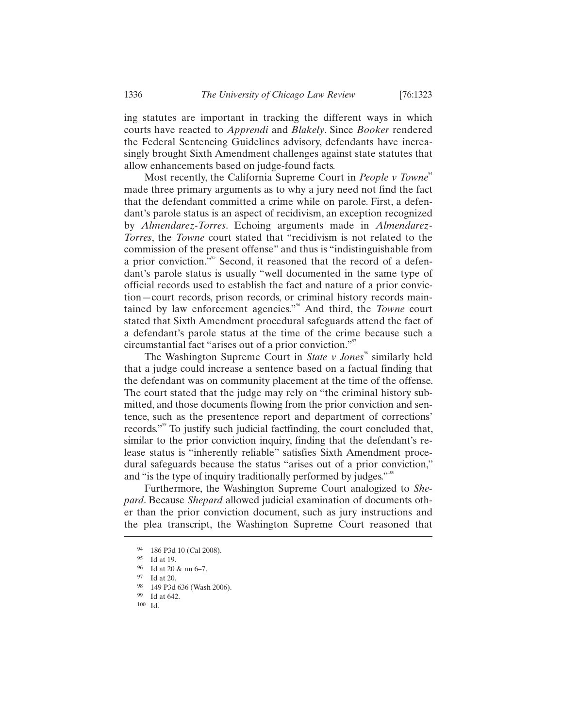ing statutes are important in tracking the different ways in which courts have reacted to *Apprendi* and *Blakely*. Since *Booker* rendered the Federal Sentencing Guidelines advisory, defendants have increasingly brought Sixth Amendment challenges against state statutes that allow enhancements based on judge-found facts.

Most recently, the California Supreme Court in *People v Towne*[94] made three primary arguments as to why a jury need not find the fact that the defendant committed a crime while on parole. First, a defendant's parole status is an aspect of recidivism, an exception recognized by *Almendarez-Torres*. Echoing arguments made in *Almendarez-Torres*, the *Towne* court stated that "recidivism is not related to the commission of the present offense" and thus is "indistinguishable from a prior conviction."[95] Second, it reasoned that the record of a defendant's parole status is usually "well documented in the same type of official records used to establish the fact and nature of a prior conviction—court records, prison records, or criminal history records maintained by law enforcement agencies."[96] And third, the *Towne* court stated that Sixth Amendment procedural safeguards attend the fact of a defendant's parole status at the time of the crime because such a circumstantial fact "arises out of a prior conviction."[97]

The Washington Supreme Court in *State v Jones*[98] similarly held that a judge could increase a sentence based on a factual finding that the defendant was on community placement at the time of the offense. The court stated that the judge may rely on "the criminal history submitted, and those documents flowing from the prior conviction and sentence, such as the presentence report and department of corrections' records."[99] To justify such judicial factfinding, the court concluded that, similar to the prior conviction inquiry, finding that the defendant's release status is "inherently reliable" satisfies Sixth Amendment procedural safeguards because the status "arises out of a prior conviction," and "is the type of inquiry traditionally performed by judges."[100]

Furthermore, the Washington Supreme Court analogized to *Shepard*. Because *Shepard* allowed judicial examination of documents other than the prior conviction document, such as jury instructions and the plea transcript, the Washington Supreme Court reasoned that

94 186 P3d 10 (Cal 2008).

95 Id at 19.

96 Id at 20 & nn 6–7.

97 Id at 20.

98 149 P3d 636 (Wash 2006).

99 Id at 642.

100 Id.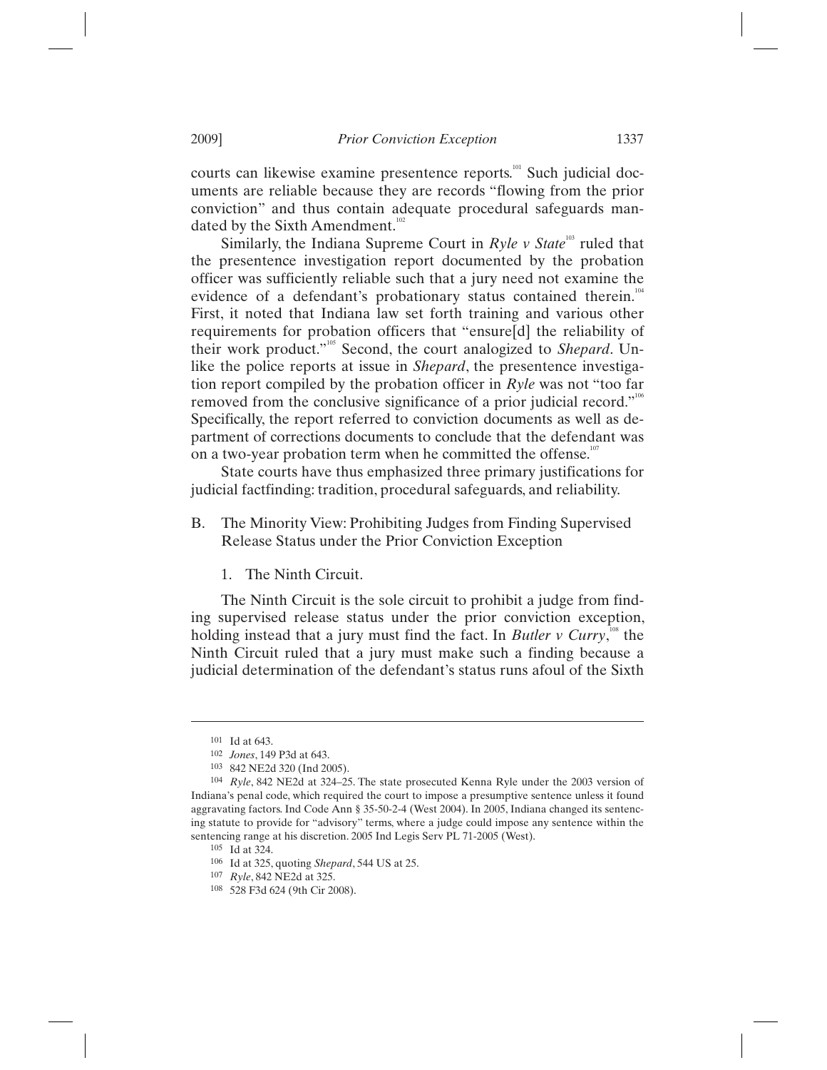courts can likewise examine presentence reports.[101] Such judicial documents are reliable because they are records "flowing from the prior conviction" and thus contain adequate procedural safeguards mandated by the Sixth Amendment.[102]

Similarly, the Indiana Supreme Court in *Ryle v State*[103] ruled that the presentence investigation report documented by the probation officer was sufficiently reliable such that a jury need not examine the evidence of a defendant's probationary status contained therein.[104] First, it noted that Indiana law set forth training and various other requirements for probation officers that "ensure[d] the reliability of their work product."[105] Second, the court analogized to *Shepard*. Unlike the police reports at issue in *Shepard*, the presentence investigation report compiled by the probation officer in *Ryle* was not "too far removed from the conclusive significance of a prior judicial record."[106] Specifically, the report referred to conviction documents as well as department of corrections documents to conclude that the defendant was on a two-year probation term when he committed the offense.[107]

State courts have thus emphasized three primary justifications for judicial factfinding: tradition, procedural safeguards, and reliability.

## B. The Minority View: Prohibiting Judges from Finding Supervised Release Status under the Prior Conviction Exception

### 1. The Ninth Circuit.

The Ninth Circuit is the sole circuit to prohibit a judge from finding supervised release status under the prior conviction exception, holding instead that a jury must find the fact. In *Butler v Curry*,[108] the Ninth Circuit ruled that a jury must make such a finding because a judicial determination of the defendant's status runs afoul of the Sixth

---

101 Id at 643.

102 *Jones*, 149 P3d at 643.

103 842 NE2d 320 (Ind 2005).

104 *Ryle*, 842 NE2d at 324–25. The state prosecuted Kenna Ryle under the 2003 version of Indiana's penal code, which required the court to impose a presumptive sentence unless it found aggravating factors. Ind Code Ann § 35-50-2-4 (West 2004). In 2005, Indiana changed its sentencing statute to provide for "advisory" terms, where a judge could impose any sentence within the sentencing range at his discretion. 2005 Ind Legis Serv PL 71-2005 (West).

105 Id at 324.

106 Id at 325, quoting *Shepard*, 544 US at 25.

107 *Ryle*, 842 NE2d at 325.

108 528 F3d 624 (9th Cir 2008).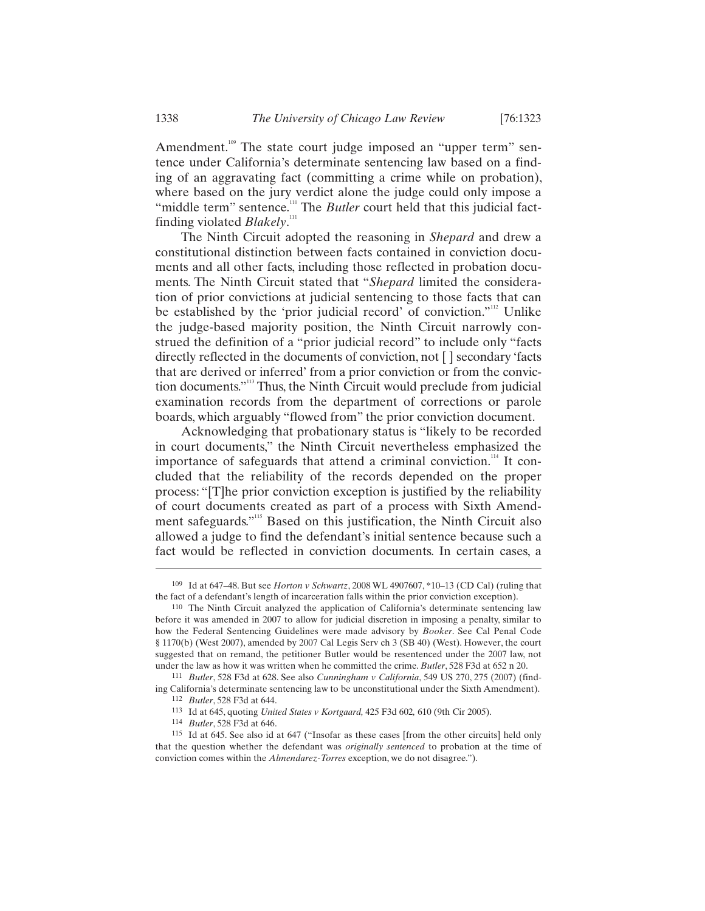Amendment.[109] The state court judge imposed an "upper term" sentence under California's determinate sentencing law based on a finding of an aggravating fact (committing a crime while on probation), where based on the jury verdict alone the judge could only impose a "middle term" sentence.[110] The *Butler* court held that this judicial fact-finding violated *Blakely*.[111]

The Ninth Circuit adopted the reasoning in *Shepard* and drew a constitutional distinction between facts contained in conviction documents and all other facts, including those reflected in probation documents. The Ninth Circuit stated that "*Shepard* limited the consideration of prior convictions at judicial sentencing to those facts that can be established by the 'prior judicial record' of conviction."[112] Unlike the judge-based majority position, the Ninth Circuit narrowly construed the definition of a "prior judicial record" to include only "facts directly reflected in the documents of conviction, not [ ] secondary 'facts that are derived or inferred' from a prior conviction or from the conviction documents."[113] Thus, the Ninth Circuit would preclude from judicial examination records from the department of corrections or parole boards, which arguably "flowed from" the prior conviction document.

Acknowledging that probationary status is "likely to be recorded in court documents," the Ninth Circuit nevertheless emphasized the importance of safeguards that attend a criminal conviction.[114] It concluded that the reliability of the records depended on the proper process: "[T]he prior conviction exception is justified by the reliability of court documents created as part of a process with Sixth Amendment safeguards."[115] Based on this justification, the Ninth Circuit also allowed a judge to find the defendant's initial sentence because such a fact would be reflected in conviction documents. In certain cases, a

---

109 Id at 647–48. But see *Horton v Schwartz*, 2008 WL 4907607, *10–13 (CD Cal) (ruling that the fact of a defendant's length of incarceration falls within the prior conviction exception).

110 The Ninth Circuit analyzed the application of California's determinate sentencing law before it was amended in 2007 to allow for judicial discretion in imposing a penalty, similar to how the Federal Sentencing Guidelines were made advisory by *Booker*. See Cal Penal Code § 1170(b) (West 2007), amended by 2007 Cal Legis Serv ch 3 (SB 40) (West). However, the court suggested that on remand, the petitioner Butler would be resentenced under the 2007 law, not under the law as how it was written when he committed the crime. *Butler*, 528 F3d at 652 n 20.

111 *Butler*, 528 F3d at 628. See also *Cunningham v California*, 549 US 270, 275 (2007) (finding California's determinate sentencing law to be unconstitutional under the Sixth Amendment).

112 *Butler*, 528 F3d at 644.

113 Id at 645, quoting *United States v Kortgaard*, 425 F3d 602, 610 (9th Cir 2005).

114 *Butler*, 528 F3d at 646.

115 Id at 645. See also id at 647 ("Insofar as these cases [from the other circuits] held only that the question whether the defendant was *originally sentenced* to probation at the time of conviction comes within the *Almendarez-Torres* exception, we do not disagree.").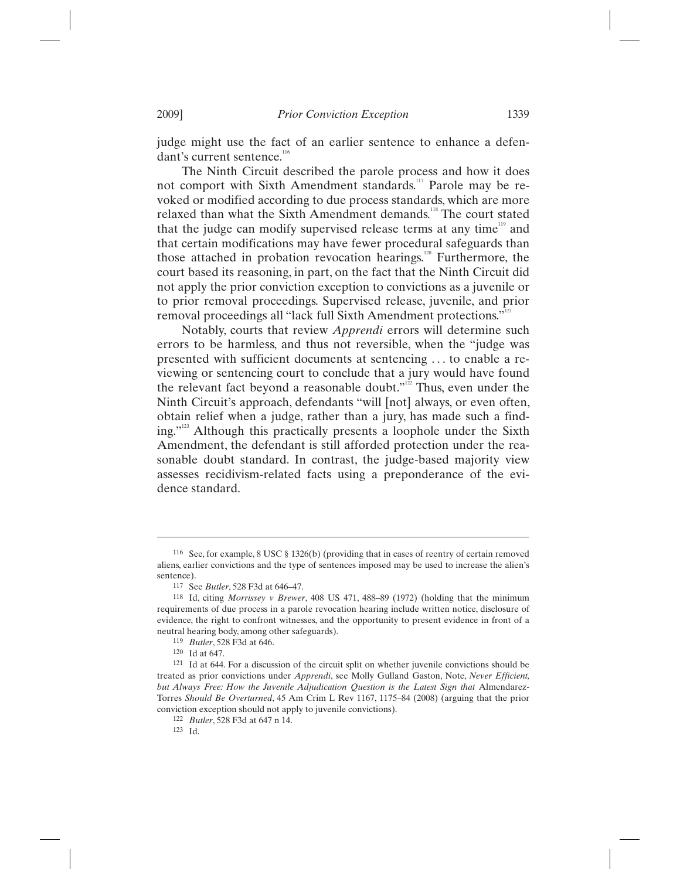judge might use the fact of an earlier sentence to enhance a defendant's current sentence.[116]

The Ninth Circuit described the parole process and how it does not comport with Sixth Amendment standards.[117] Parole may be revoked or modified according to due process standards, which are more relaxed than what the Sixth Amendment demands.[118] The court stated that the judge can modify supervised release terms at any time[119] and that certain modifications may have fewer procedural safeguards than those attached in probation revocation hearings.[120] Furthermore, the court based its reasoning, in part, on the fact that the Ninth Circuit did not apply the prior conviction exception to convictions as a juvenile or to prior removal proceedings. Supervised release, juvenile, and prior removal proceedings all "lack full Sixth Amendment protections."[121]

Notably, courts that review *Apprendi* errors will determine such errors to be harmless, and thus not reversible, when the "judge was presented with sufficient documents at sentencing . . . to enable a reviewing or sentencing court to conclude that a jury would have found the relevant fact beyond a reasonable doubt."[122] Thus, even under the Ninth Circuit's approach, defendants "will [not] always, or even often, obtain relief when a judge, rather than a jury, has made such a finding."[123] Although this practically presents a loophole under the Sixth Amendment, the defendant is still afforded protection under the reasonable doubt standard. In contrast, the judge-based majority view assesses recidivism-related facts using a preponderance of the evidence standard.

---

116 See, for example, 8 USC § 1326(b) (providing that in cases of reentry of certain removed aliens, earlier convictions and the type of sentences imposed may be used to increase the alien's sentence).

117 See *Butler*, 528 F3d at 646–47.

118 Id, citing *Morrissey v Brewer*, 408 US 471, 488–89 (1972) (holding that the minimum requirements of due process in a parole revocation hearing include written notice, disclosure of evidence, the right to confront witnesses, and the opportunity to present evidence in front of a neutral hearing body, among other safeguards).

119 *Butler*, 528 F3d at 646.

120 Id at 647.

121 Id at 644. For a discussion of the circuit split on whether juvenile convictions should be treated as prior convictions under *Apprendi*, see Molly Gulland Gaston, Note, *Never Efficient, but Always Free: How the Juvenile Adjudication Question is the Latest Sign that* Almendarez-Torres *Should Be Overturned*, 45 Am Crim L Rev 1167, 1175–84 (2008) (arguing that the prior conviction exception should not apply to juvenile convictions).

122 *Butler*, 528 F3d at 647 n 14.

123 Id.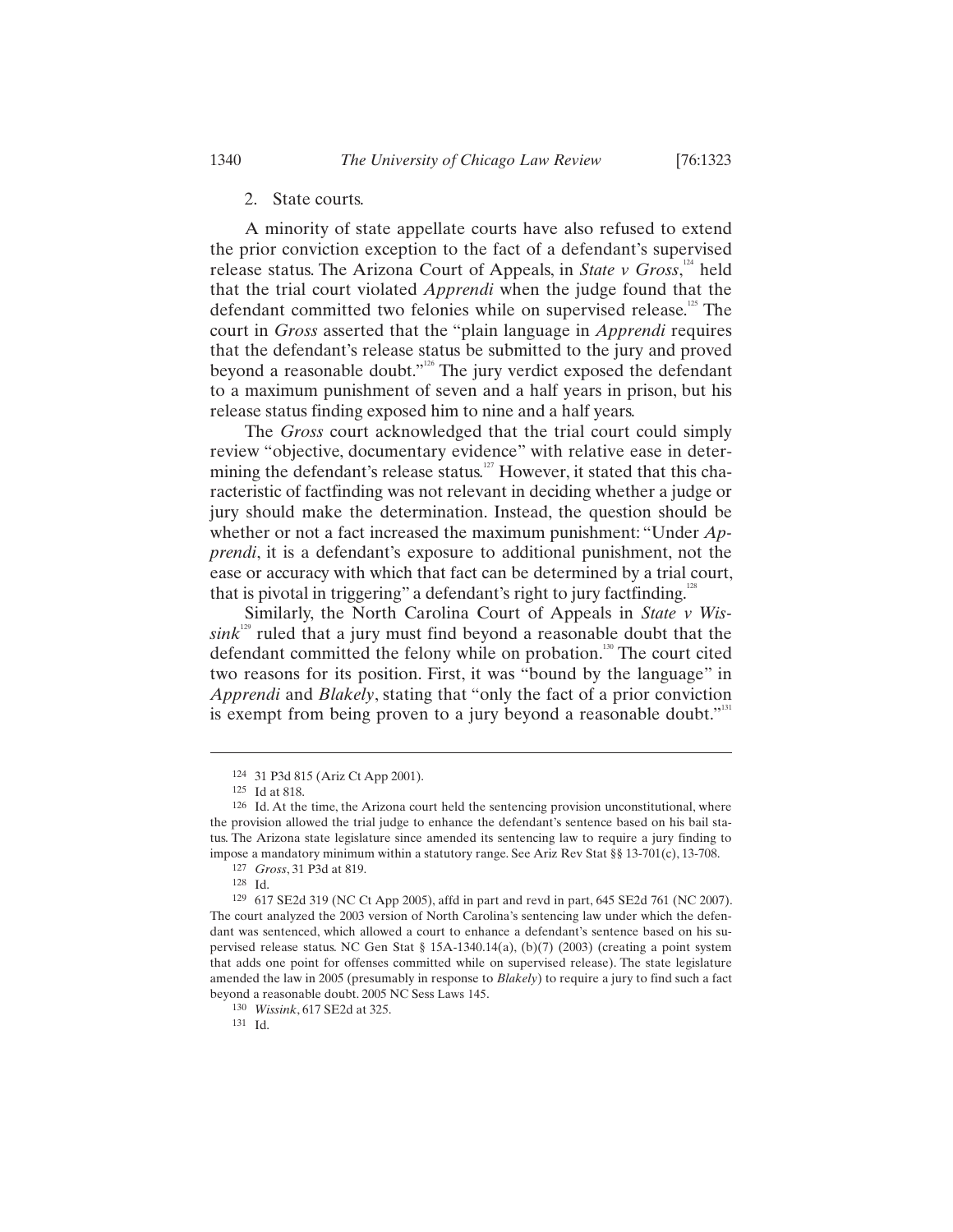2. State courts.

A minority of state appellate courts have also refused to extend the prior conviction exception to the fact of a defendant's supervised release status. The Arizona Court of Appeals, in *State v Gross*,[124] held that the trial court violated *Apprendi* when the judge found that the defendant committed two felonies while on supervised release.[125] The court in *Gross* asserted that the "plain language in *Apprendi* requires that the defendant's release status be submitted to the jury and proved beyond a reasonable doubt."[126] The jury verdict exposed the defendant to a maximum punishment of seven and a half years in prison, but his release status finding exposed him to nine and a half years.

The *Gross* court acknowledged that the trial court could simply review "objective, documentary evidence" with relative ease in determining the defendant's release status.[127] However, it stated that this characteristic of factfinding was not relevant in deciding whether a judge or jury should make the determination. Instead, the question should be whether or not a fact increased the maximum punishment: "Under *Apprendi*, it is a defendant's exposure to additional punishment, not the ease or accuracy with which that fact can be determined by a trial court, that is pivotal in triggering" a defendant's right to jury factfinding.[128]

Similarly, the North Carolina Court of Appeals in *State v Wissink*[129] ruled that a jury must find beyond a reasonable doubt that the defendant committed the felony while on probation.[130] The court cited two reasons for its position. First, it was "bound by the language" in *Apprendi* and *Blakely*, stating that "only the fact of a prior conviction is exempt from being proven to a jury beyond a reasonable doubt."[131]

---

[124] 31 P3d 815 (Ariz Ct App 2001).

[125] Id at 818.

[126] Id. At the time, the Arizona court held the sentencing provision unconstitutional, where the provision allowed the trial judge to enhance the defendant's sentence based on his bail status. The Arizona state legislature since amended its sentencing law to require a jury finding to impose a mandatory minimum within a statutory range. See Ariz Rev Stat §§ 13-701(c), 13-708.

[127] *Gross*, 31 P3d at 819.

[128] Id.

[129] 617 SE2d 319 (NC Ct App 2005), affd in part and revd in part, 645 SE2d 761 (NC 2007). The court analyzed the 2003 version of North Carolina's sentencing law under which the defendant was sentenced, which allowed a court to enhance a defendant's sentence based on his supervised release status. NC Gen Stat § 15A-1340.14(a), (b)(7) (2003) (creating a point system that adds one point for offenses committed while on supervised release). The state legislature amended the law in 2005 (presumably in response to *Blakely*) to require a jury to find such a fact beyond a reasonable doubt. 2005 NC Sess Laws 145.

[130] *Wissink*, 617 SE2d at 325.

[131] Id.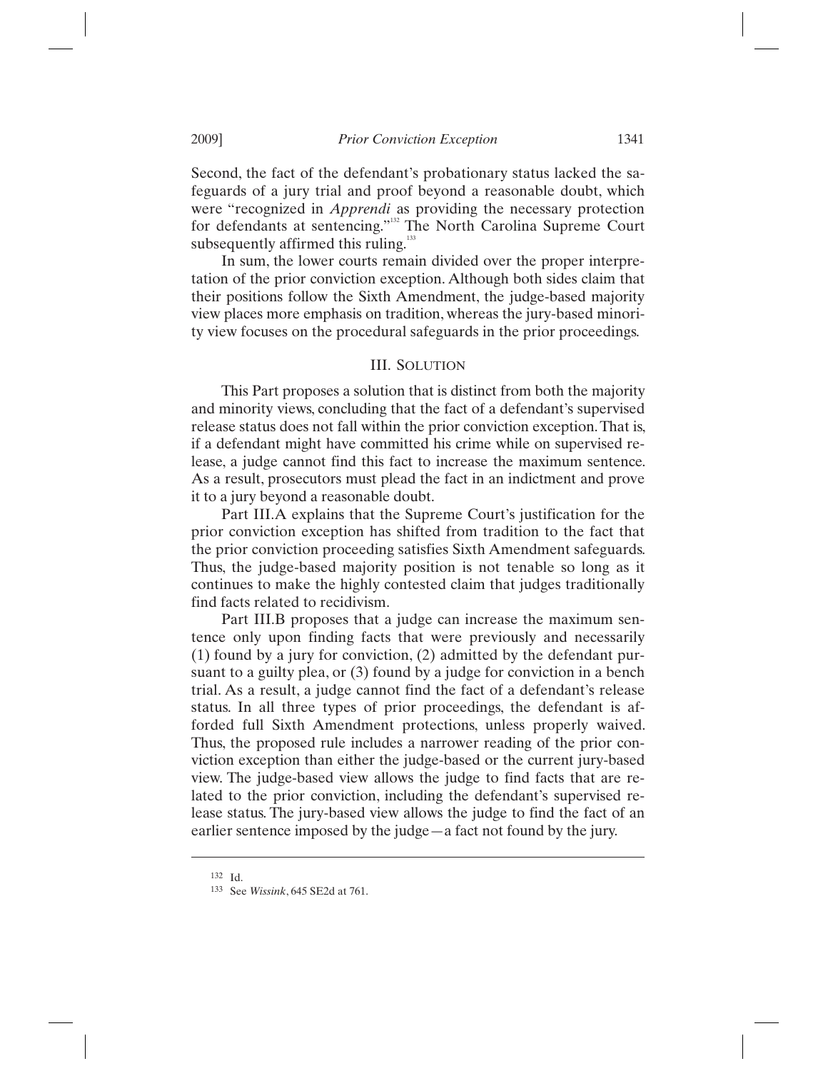Second, the fact of the defendant's probationary status lacked the safeguards of a jury trial and proof beyond a reasonable doubt, which were "recognized in *Apprendi* as providing the necessary protection for defendants at sentencing."[132] The North Carolina Supreme Court subsequently affirmed this ruling.[133]

In sum, the lower courts remain divided over the proper interpretation of the prior conviction exception. Although both sides claim that their positions follow the Sixth Amendment, the judge-based majority view places more emphasis on tradition, whereas the jury-based minority view focuses on the procedural safeguards in the prior proceedings.

## III. Solution

This Part proposes a solution that is distinct from both the majority and minority views, concluding that the fact of a defendant's supervised release status does not fall within the prior conviction exception. That is, if a defendant might have committed his crime while on supervised release, a judge cannot find this fact to increase the maximum sentence. As a result, prosecutors must plead the fact in an indictment and prove it to a jury beyond a reasonable doubt.

Part III.A explains that the Supreme Court's justification for the prior conviction exception has shifted from tradition to the fact that the prior conviction proceeding satisfies Sixth Amendment safeguards. Thus, the judge-based majority position is not tenable so long as it continues to make the highly contested claim that judges traditionally find facts related to recidivism.

Part III.B proposes that a judge can increase the maximum sentence only upon finding facts that were previously and necessarily (1) found by a jury for conviction, (2) admitted by the defendant pursuant to a guilty plea, or (3) found by a judge for conviction in a bench trial. As a result, a judge cannot find the fact of a defendant's release status. In all three types of prior proceedings, the defendant is afforded full Sixth Amendment protections, unless properly waived. Thus, the proposed rule includes a narrower reading of the prior conviction exception than either the judge-based or the current jury-based view. The judge-based view allows the judge to find facts that are related to the prior conviction, including the defendant's supervised release status. The jury-based view allows the judge to find the fact of an earlier sentence imposed by the judge—a fact not found by the jury.

---

132 Id.

133 See *Wissink*, 645 SE2d at 761.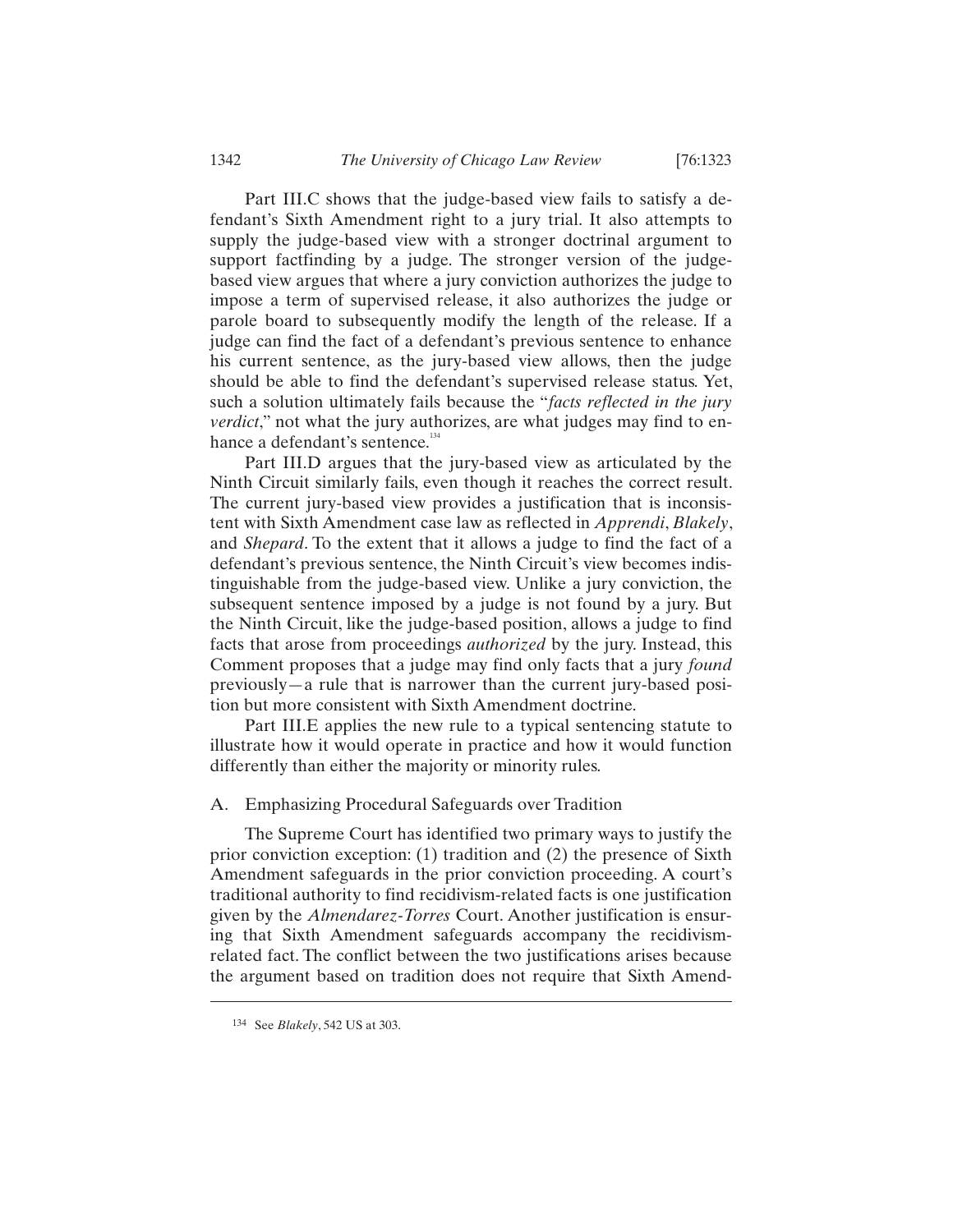Part III.C shows that the judge-based view fails to satisfy a defendant's Sixth Amendment right to a jury trial. It also attempts to supply the judge-based view with a stronger doctrinal argument to support factfinding by a judge. The stronger version of the judge-based view argues that where a jury conviction authorizes the judge to impose a term of supervised release, it also authorizes the judge or parole board to subsequently modify the length of the release. If a judge can find the fact of a defendant's previous sentence to enhance his current sentence, as the jury-based view allows, then the judge should be able to find the defendant's supervised release status. Yet, such a solution ultimately fails because the "*facts reflected in the jury verdict*," not what the jury authorizes, are what judges may find to enhance a defendant's sentence.[134]

Part III.D argues that the jury-based view as articulated by the Ninth Circuit similarly fails, even though it reaches the correct result. The current jury-based view provides a justification that is inconsistent with Sixth Amendment case law as reflected in *Apprendi*, *Blakely*, and *Shepard*. To the extent that it allows a judge to find the fact of a defendant's previous sentence, the Ninth Circuit's view becomes indistinguishable from the judge-based view. Unlike a jury conviction, the subsequent sentence imposed by a judge is not found by a jury. But the Ninth Circuit, like the judge-based position, allows a judge to find facts that arose from proceedings *authorized* by the jury. Instead, this Comment proposes that a judge may find only facts that a jury *found* previously—a rule that is narrower than the current jury-based position but more consistent with Sixth Amendment doctrine.

Part III.E applies the new rule to a typical sentencing statute to illustrate how it would operate in practice and how it would function differently than either the majority or minority rules.

## A. Emphasizing Procedural Safeguards over Tradition

The Supreme Court has identified two primary ways to justify the prior conviction exception: (1) tradition and (2) the presence of Sixth Amendment safeguards in the prior conviction proceeding. A court's traditional authority to find recidivism-related facts is one justification given by the *Almendarez-Torres* Court. Another justification is ensuring that Sixth Amendment safeguards accompany the recidivism-related fact. The conflict between the two justifications arises because the argument based on tradition does not require that Sixth Amend-

---

134 See *Blakely*, 542 US at 303.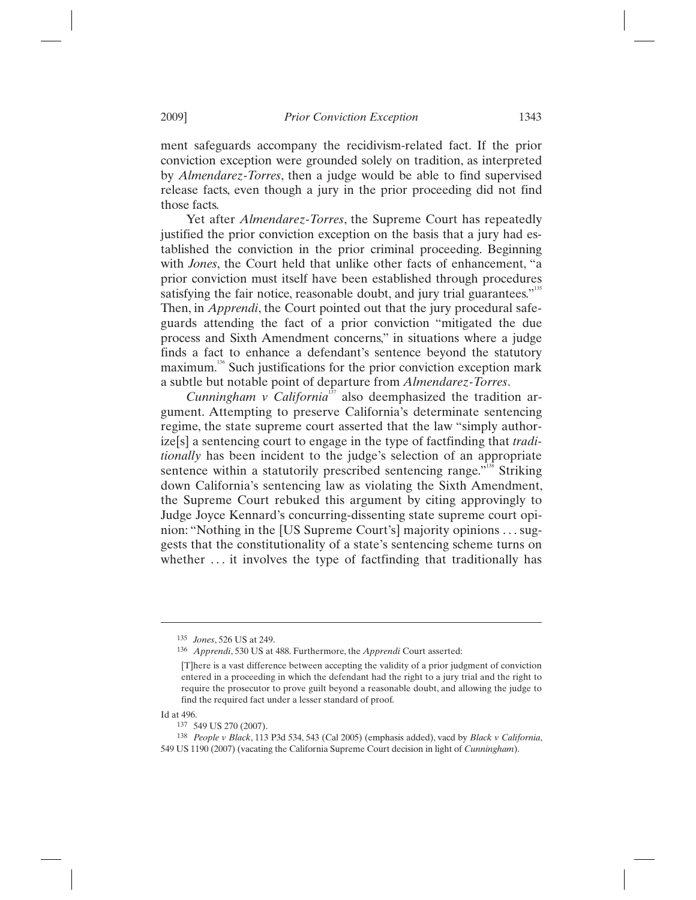ment safeguards accompany the recidivism-related fact. If the prior conviction exception were grounded solely on tradition, as interpreted by *Almendarez-Torres*, then a judge would be able to find supervised release facts, even though a jury in the prior proceeding did not find those facts.

Yet after *Almendarez-Torres*, the Supreme Court has repeatedly justified the prior conviction exception on the basis that a jury had established the conviction in the prior criminal proceeding. Beginning with *Jones*, the Court held that unlike other facts of enhancement, "a prior conviction must itself have been established through procedures satisfying the fair notice, reasonable doubt, and jury trial guarantees."[135] Then, in *Apprendi*, the Court pointed out that the jury procedural safeguards attending the fact of a prior conviction "mitigated the due process and Sixth Amendment concerns," in situations where a judge finds a fact to enhance a defendant's sentence beyond the statutory maximum.[136] Such justifications for the prior conviction exception mark a subtle but notable point of departure from *Almendarez-Torres*.

*Cunningham v California*[137] also deemphasized the tradition argument. Attempting to preserve California's determinate sentencing regime, the state supreme court asserted that the law "simply authorize[s] a sentencing court to engage in the type of factfinding that *traditionally* has been incident to the judge's selection of an appropriate sentence within a statutorily prescribed sentencing range."[138] Striking down California's sentencing law as violating the Sixth Amendment, the Supreme Court rebuked this argument by citing approvingly to Judge Joyce Kennard's concurring-dissenting state supreme court opinion: "Nothing in the [US Supreme Court's] majority opinions . . . suggests that the constitutionality of a state's sentencing scheme turns on whether . . . it involves the type of factfinding that traditionally has

---

[135] *Jones*, 526 US at 249.

[136] *Apprendi*, 530 US at 488. Furthermore, the *Apprendi* Court asserted:

> [T]here is a vast difference between accepting the validity of a prior judgment of conviction entered in a proceeding in which the defendant had the right to a jury trial and the right to require the prosecutor to prove guilt beyond a reasonable doubt, and allowing the judge to find the required fact under a lesser standard of proof.

Id at 496.

[137] 549 US 270 (2007).

[138] *People v Black*, 113 P3d 534, 543 (Cal 2005) (emphasis added), vacd by *Black v California*, 549 US 1190 (2007) (vacating the California Supreme Court decision in light of *Cunningham*).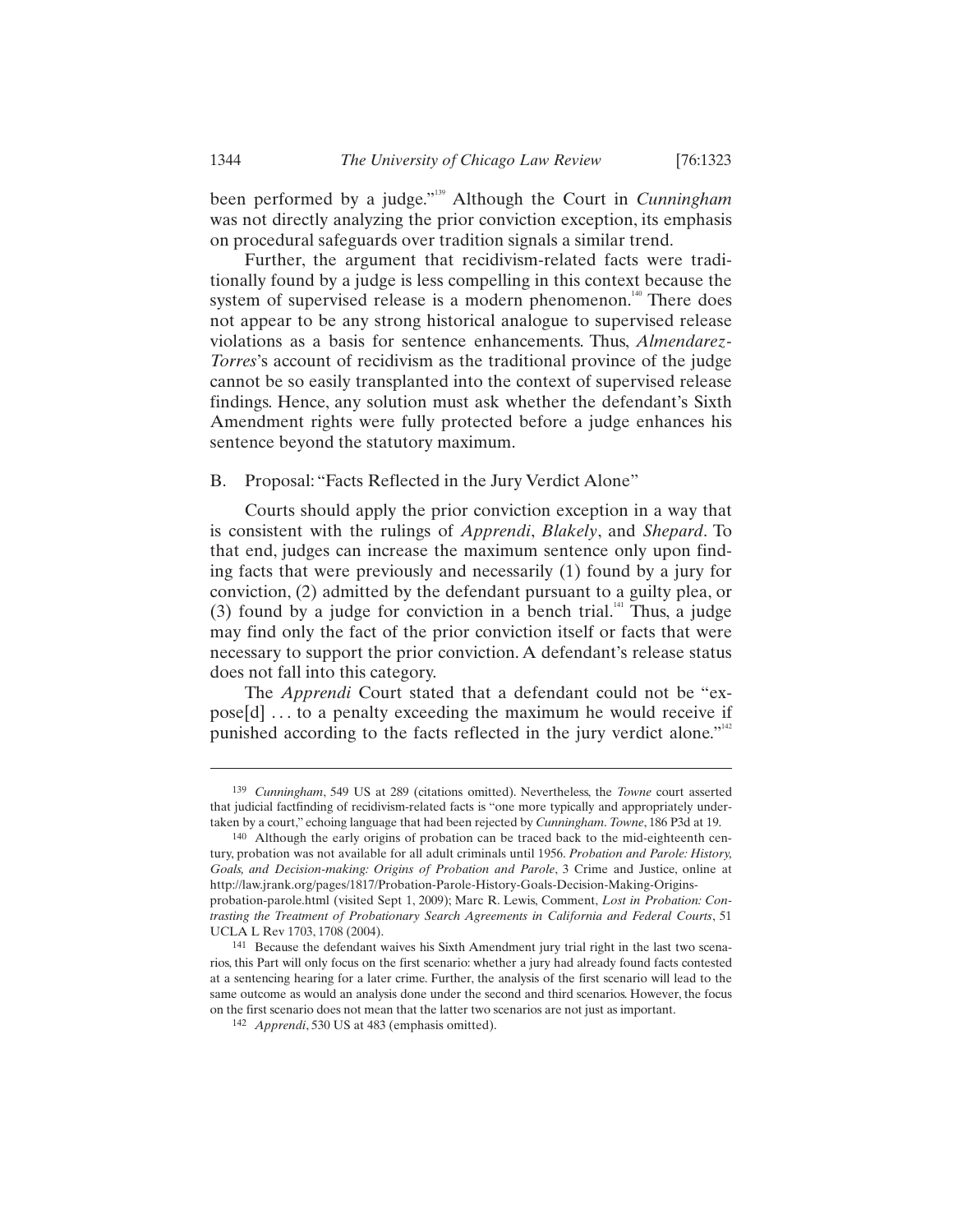been performed by a judge."[139] Although the Court in *Cunningham* was not directly analyzing the prior conviction exception, its emphasis on procedural safeguards over tradition signals a similar trend.

Further, the argument that recidivism-related facts were traditionally found by a judge is less compelling in this context because the system of supervised release is a modern phenomenon.[140] There does not appear to be any strong historical analogue to supervised release violations as a basis for sentence enhancements. Thus, *Almendarez-Torres*'s account of recidivism as the traditional province of the judge cannot be so easily transplanted into the context of supervised release findings. Hence, any solution must ask whether the defendant's Sixth Amendment rights were fully protected before a judge enhances his sentence beyond the statutory maximum.

## B. Proposal: "Facts Reflected in the Jury Verdict Alone"

Courts should apply the prior conviction exception in a way that is consistent with the rulings of *Apprendi*, *Blakely*, and *Shepard*. To that end, judges can increase the maximum sentence only upon finding facts that were previously and necessarily (1) found by a jury for conviction, (2) admitted by the defendant pursuant to a guilty plea, or (3) found by a judge for conviction in a bench trial.[141] Thus, a judge may find only the fact of the prior conviction itself or facts that were necessary to support the prior conviction. A defendant's release status does not fall into this category.

The *Apprendi* Court stated that a defendant could not be "expose[d] . . . to a penalty exceeding the maximum he would receive if punished according to the facts reflected in the jury verdict alone."[142]

---

139 *Cunningham*, 549 US at 289 (citations omitted). Nevertheless, the *Towne* court asserted that judicial factfinding of recidivism-related facts is "one more typically and appropriately undertaken by a court," echoing language that had been rejected by *Cunningham*. *Towne*, 186 P3d at 19.

140 Although the early origins of probation can be traced back to the mid-eighteenth century, probation was not available for all adult criminals until 1956. *Probation and Parole: History, Goals, and Decision-making: Origins of Probation and Parole*, 3 Crime and Justice, online at http://law.jrank.org/pages/1817/Probation-Parole-History-Goals-Decision-Making-Origins-probation-parole.html (visited Sept 1, 2009); Marc R. Lewis, Comment, *Lost in Probation: Contrasting the Treatment of Probationary Search Agreements in California and Federal Courts*, 51 UCLA L Rev 1703, 1708 (2004).

141 Because the defendant waives his Sixth Amendment jury trial right in the last two scenarios, this Part will only focus on the first scenario: whether a jury had already found facts contested at a sentencing hearing for a later crime. Further, the analysis of the first scenario will lead to the same outcome as would an analysis done under the second and third scenarios. However, the focus on the first scenario does not mean that the latter two scenarios are not just as important.

142 *Apprendi*, 530 US at 483 (emphasis omitted).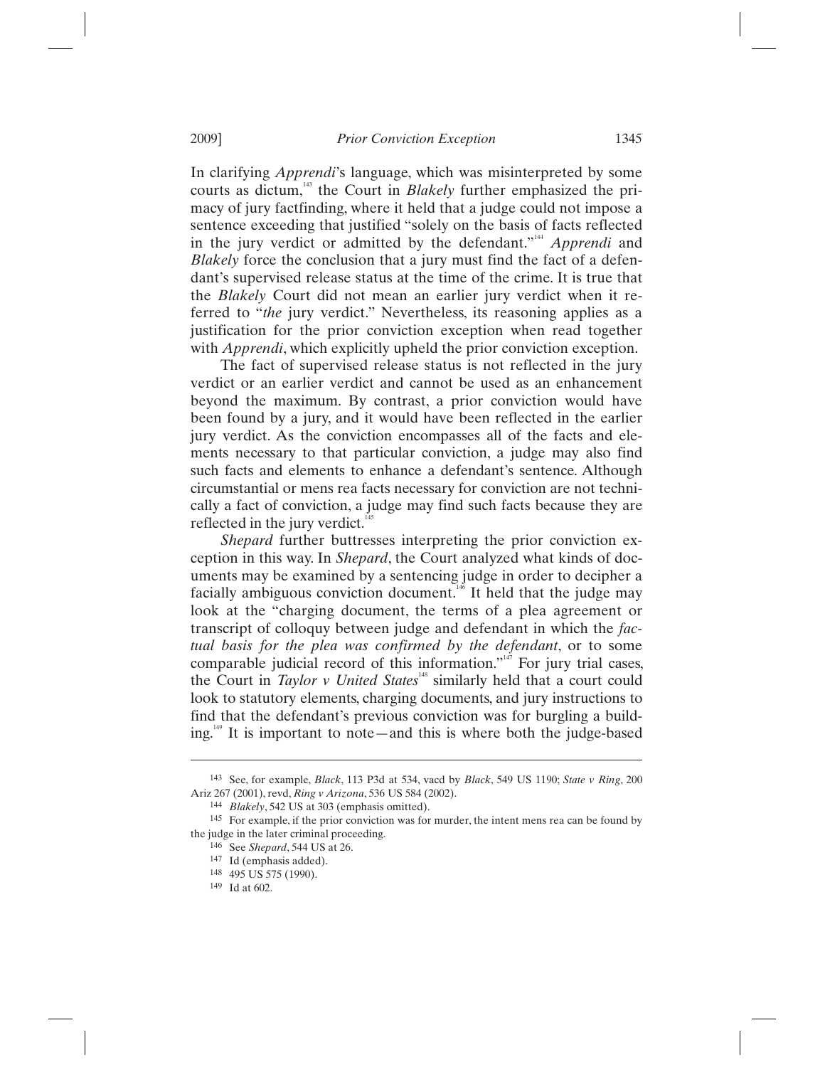In clarifying *Apprendi*'s language, which was misinterpreted by some courts as dictum,[143] the Court in *Blakely* further emphasized the primacy of jury factfinding, where it held that a judge could not impose a sentence exceeding that justified "solely on the basis of facts reflected in the jury verdict or admitted by the defendant."[144] *Apprendi* and *Blakely* force the conclusion that a jury must find the fact of a defendant's supervised release status at the time of the crime. It is true that the *Blakely* Court did not mean an earlier jury verdict when it referred to "*the* jury verdict." Nevertheless, its reasoning applies as a justification for the prior conviction exception when read together with *Apprendi*, which explicitly upheld the prior conviction exception.

The fact of supervised release status is not reflected in the jury verdict or an earlier verdict and cannot be used as an enhancement beyond the maximum. By contrast, a prior conviction would have been found by a jury, and it would have been reflected in the earlier jury verdict. As the conviction encompasses all of the facts and elements necessary to that particular conviction, a judge may also find such facts and elements to enhance a defendant's sentence. Although circumstantial or mens rea facts necessary for conviction are not technically a fact of conviction, a judge may find such facts because they are reflected in the jury verdict.[145]

*Shepard* further buttresses interpreting the prior conviction exception in this way. In *Shepard*, the Court analyzed what kinds of documents may be examined by a sentencing judge in order to decipher a facially ambiguous conviction document.[146] It held that the judge may look at the "charging document, the terms of a plea agreement or transcript of colloquy between judge and defendant in which the *factual basis for the plea was confirmed by the defendant*, or to some comparable judicial record of this information."[147] For jury trial cases, the Court in *Taylor v United States*[148] similarly held that a court could look to statutory elements, charging documents, and jury instructions to find that the defendant's previous conviction was for burgling a building.[149] It is important to note—and this is where both the judge-based

---

143 See, for example, *Black*, 113 P3d at 534, vacd by *Black*, 549 US 1190; *State v Ring*, 200 Ariz 267 (2001), revd, *Ring v Arizona*, 536 US 584 (2002).

144 *Blakely*, 542 US at 303 (emphasis omitted).

145 For example, if the prior conviction was for murder, the intent mens rea can be found by the judge in the later criminal proceeding.

146 See *Shepard*, 544 US at 26.

147 Id (emphasis added).

148 495 US 575 (1990).

149 Id at 602.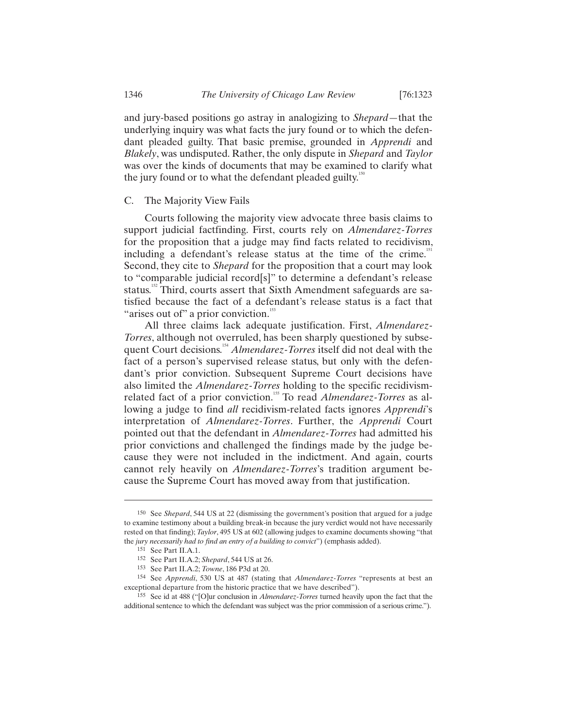and jury-based positions go astray in analogizing to *Shepard*—that the underlying inquiry was what facts the jury found or to which the defendant pleaded guilty. That basic premise, grounded in *Apprendi* and *Blakely*, was undisputed. Rather, the only dispute in *Shepard* and *Taylor* was over the kinds of documents that may be examined to clarify what the jury found or to what the defendant pleaded guilty.[150]

### C. The Majority View Fails

Courts following the majority view advocate three basis claims to support judicial factfinding. First, courts rely on *Almendarez-Torres* for the proposition that a judge may find facts related to recidivism, including a defendant's release status at the time of the crime.[151] Second, they cite to *Shepard* for the proposition that a court may look to "comparable judicial record[s]" to determine a defendant's release status.[152] Third, courts assert that Sixth Amendment safeguards are satisfied because the fact of a defendant's release status is a fact that "arises out of" a prior conviction.[153]

All three claims lack adequate justification. First, *Almendarez-Torres*, although not overruled, has been sharply questioned by subsequent Court decisions.[154] *Almendarez-Torres* itself did not deal with the fact of a person's supervised release status, but only with the defendant's prior conviction. Subsequent Supreme Court decisions have also limited the *Almendarez-Torres* holding to the specific recidivism-related fact of a prior conviction.[155] To read *Almendarez-Torres* as allowing a judge to find *all* recidivism-related facts ignores *Apprendi*'s interpretation of *Almendarez-Torres*. Further, the *Apprendi* Court pointed out that the defendant in *Almendarez-Torres* had admitted his prior convictions and challenged the findings made by the judge because they were not included in the indictment. And again, courts cannot rely heavily on *Almendarez-Torres*'s tradition argument because the Supreme Court has moved away from that justification.

---

150 See *Shepard*, 544 US at 22 (dismissing the government's position that argued for a judge to examine testimony about a building break-in because the jury verdict would not have necessarily rested on that finding); *Taylor*, 495 US at 602 (allowing judges to examine documents showing "that the *jury necessarily had to find an entry of a building to convict*") (emphasis added).

151 See Part II.A.1.

152 See Part II.A.2; *Shepard*, 544 US at 26.

153 See Part II.A.2; *Towne*, 186 P3d at 20.

154 See *Apprendi*, 530 US at 487 (stating that *Almendarez-Torres* "represents at best an exceptional departure from the historic practice that we have described").

155 See id at 488 ("[O]ur conclusion in *Almendarez-Torres* turned heavily upon the fact that the additional sentence to which the defendant was subject was the prior commission of a serious crime.").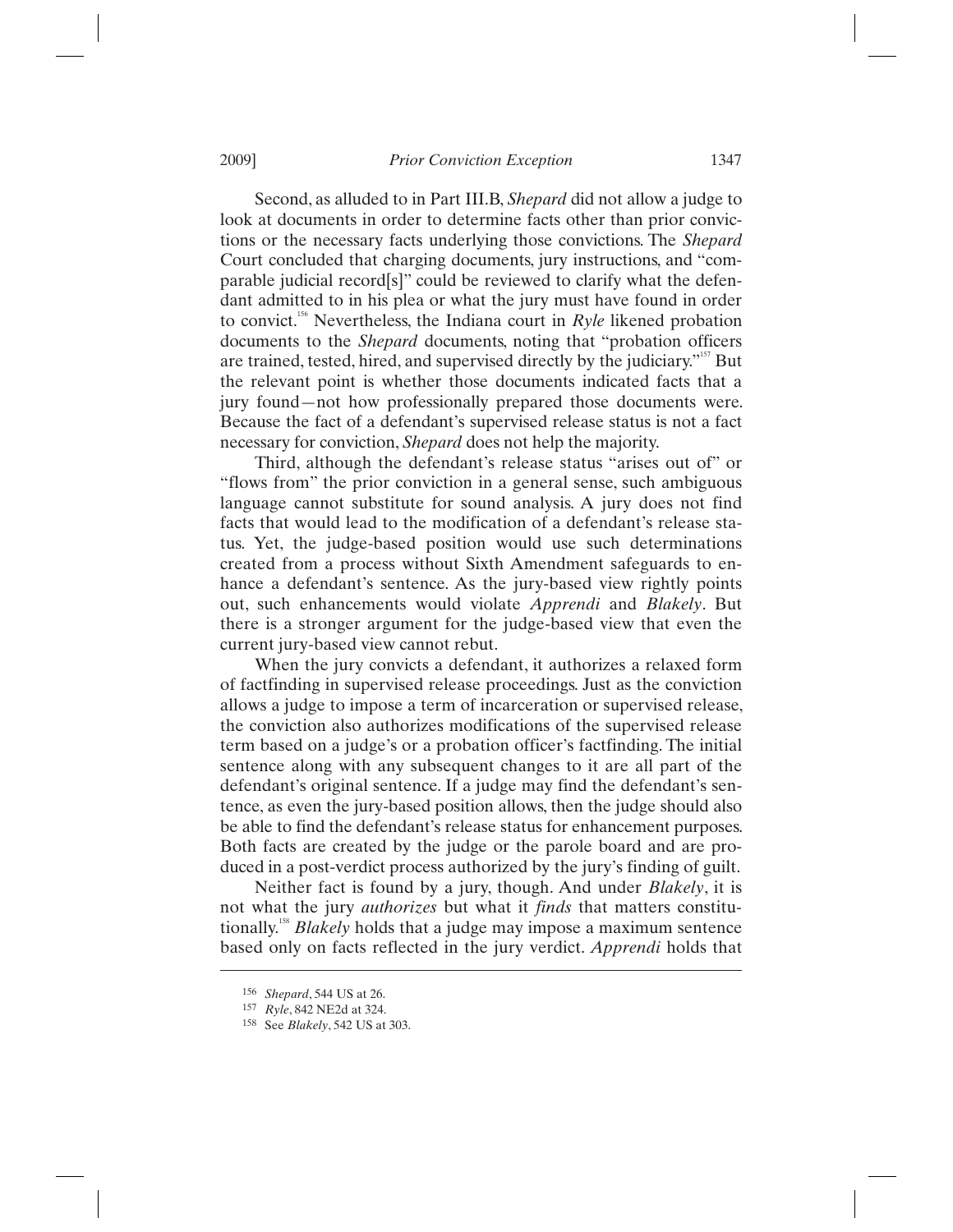Second, as alluded to in Part III.B, *Shepard* did not allow a judge to look at documents in order to determine facts other than prior convictions or the necessary facts underlying those convictions. The *Shepard* Court concluded that charging documents, jury instructions, and "comparable judicial record[s]" could be reviewed to clarify what the defendant admitted to in his plea or what the jury must have found in order to convict.[156] Nevertheless, the Indiana court in *Ryle* likened probation documents to the *Shepard* documents, noting that "probation officers are trained, tested, hired, and supervised directly by the judiciary."[157] But the relevant point is whether those documents indicated facts that a jury found—not how professionally prepared those documents were. Because the fact of a defendant's supervised release status is not a fact necessary for conviction, *Shepard* does not help the majority.

Third, although the defendant's release status "arises out of" or "flows from" the prior conviction in a general sense, such ambiguous language cannot substitute for sound analysis. A jury does not find facts that would lead to the modification of a defendant's release status. Yet, the judge-based position would use such determinations created from a process without Sixth Amendment safeguards to enhance a defendant's sentence. As the jury-based view rightly points out, such enhancements would violate *Apprendi* and *Blakely*. But there is a stronger argument for the judge-based view that even the current jury-based view cannot rebut.

When the jury convicts a defendant, it authorizes a relaxed form of factfinding in supervised release proceedings. Just as the conviction allows a judge to impose a term of incarceration or supervised release, the conviction also authorizes modifications of the supervised release term based on a judge's or a probation officer's factfinding. The initial sentence along with any subsequent changes to it are all part of the defendant's original sentence. If a judge may find the defendant's sentence, as even the jury-based position allows, then the judge should also be able to find the defendant's release status for enhancement purposes. Both facts are created by the judge or the parole board and are produced in a post-verdict process authorized by the jury's finding of guilt.

Neither fact is found by a jury, though. And under *Blakely*, it is not what the jury *authorizes* but what it *finds* that matters constitutionally.[158] *Blakely* holds that a judge may impose a maximum sentence based only on facts reflected in the jury verdict. *Apprendi* holds that

---

[156] *Shepard*, 544 US at 26.

[157] *Ryle*, 842 NE2d at 324.

[158] See *Blakely*, 542 US at 303.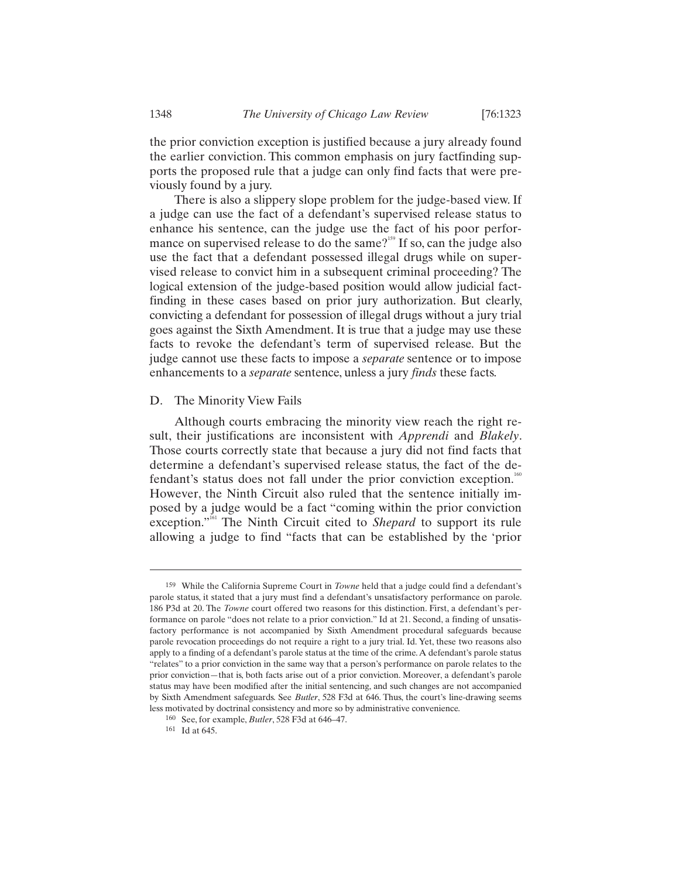the prior conviction exception is justified because a jury already found the earlier conviction. This common emphasis on jury factfinding supports the proposed rule that a judge can only find facts that were previously found by a jury.

There is also a slippery slope problem for the judge-based view. If a judge can use the fact of a defendant's supervised release status to enhance his sentence, can the judge use the fact of his poor performance on supervised release to do the same?[159] If so, can the judge also use the fact that a defendant possessed illegal drugs while on supervised release to convict him in a subsequent criminal proceeding? The logical extension of the judge-based position would allow judicial factfinding in these cases based on prior jury authorization. But clearly, convicting a defendant for possession of illegal drugs without a jury trial goes against the Sixth Amendment. It is true that a judge may use these facts to revoke the defendant's term of supervised release. But the judge cannot use these facts to impose a *separate* sentence or to impose enhancements to a *separate* sentence, unless a jury *finds* these facts.

## D. The Minority View Fails

Although courts embracing the minority view reach the right result, their justifications are inconsistent with *Apprendi* and *Blakely*. Those courts correctly state that because a jury did not find facts that determine a defendant's supervised release status, the fact of the defendant's status does not fall under the prior conviction exception.[160] However, the Ninth Circuit also ruled that the sentence initially imposed by a judge would be a fact "coming within the prior conviction exception."[161] The Ninth Circuit cited to *Shepard* to support its rule allowing a judge to find "facts that can be established by the 'prior

---

159 While the California Supreme Court in *Towne* held that a judge could find a defendant's parole status, it stated that a jury must find a defendant's unsatisfactory performance on parole. 186 P3d at 20. The *Towne* court offered two reasons for this distinction. First, a defendant's performance on parole "does not relate to a prior conviction." Id at 21. Second, a finding of unsatisfactory performance is not accompanied by Sixth Amendment procedural safeguards because parole revocation proceedings do not require a right to a jury trial. Id. Yet, these two reasons also apply to a finding of a defendant's parole status at the time of the crime. A defendant's parole status "relates" to a prior conviction in the same way that a person's performance on parole relates to the prior conviction—that is, both facts arise out of a prior conviction. Moreover, a defendant's parole status may have been modified after the initial sentencing, and such changes are not accompanied by Sixth Amendment safeguards. See *Butler*, 528 F3d at 646. Thus, the court's line-drawing seems less motivated by doctrinal consistency and more so by administrative convenience.

160 See, for example, *Butler*, 528 F3d at 646–47.

161 Id at 645.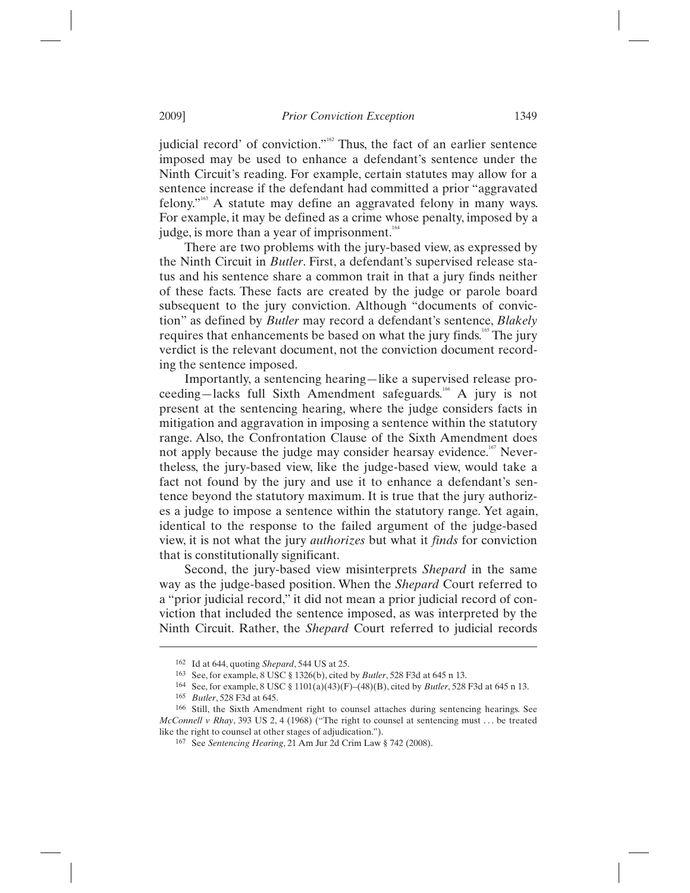judicial record' of conviction."[162] Thus, the fact of an earlier sentence imposed may be used to enhance a defendant's sentence under the Ninth Circuit's reading. For example, certain statutes may allow for a sentence increase if the defendant had committed a prior "aggravated felony."[163] A statute may define an aggravated felony in many ways. For example, it may be defined as a crime whose penalty, imposed by a judge, is more than a year of imprisonment.[164]

There are two problems with the jury-based view, as expressed by the Ninth Circuit in *Butler*. First, a defendant's supervised release status and his sentence share a common trait in that a jury finds neither of these facts. These facts are created by the judge or parole board subsequent to the jury conviction. Although "documents of conviction" as defined by *Butler* may record a defendant's sentence, *Blakely* requires that enhancements be based on what the jury finds.[165] The jury verdict is the relevant document, not the conviction document recording the sentence imposed.

Importantly, a sentencing hearing—like a supervised release proceeding—lacks full Sixth Amendment safeguards.[166] A jury is not present at the sentencing hearing, where the judge considers facts in mitigation and aggravation in imposing a sentence within the statutory range. Also, the Confrontation Clause of the Sixth Amendment does not apply because the judge may consider hearsay evidence.[167] Nevertheless, the jury-based view, like the judge-based view, would take a fact not found by the jury and use it to enhance a defendant's sentence beyond the statutory maximum. It is true that the jury authorizes a judge to impose a sentence within the statutory range. Yet again, identical to the response to the failed argument of the judge-based view, it is not what the jury *authorizes* but what it *finds* for conviction that is constitutionally significant.

Second, the jury-based view misinterprets *Shepard* in the same way as the judge-based position. When the *Shepard* Court referred to a "prior judicial record," it did not mean a prior judicial record of conviction that included the sentence imposed, as was interpreted by the Ninth Circuit. Rather, the *Shepard* Court referred to judicial records

---

162 Id at 644, quoting *Shepard*, 544 US at 25.

163 See, for example, 8 USC § 1326(b), cited by *Butler*, 528 F3d at 645 n 13.

164 See, for example, 8 USC § 1101(a)(43)(F)–(48)(B), cited by *Butler*, 528 F3d at 645 n 13.

165 *Butler*, 528 F3d at 645.

166 Still, the Sixth Amendment right to counsel attaches during sentencing hearings. See *McConnell v Rhay*, 393 US 2, 4 (1968) ("The right to counsel at sentencing must . . . be treated like the right to counsel at other stages of adjudication.").

167 See *Sentencing Hearing*, 21 Am Jur 2d Crim Law § 742 (2008).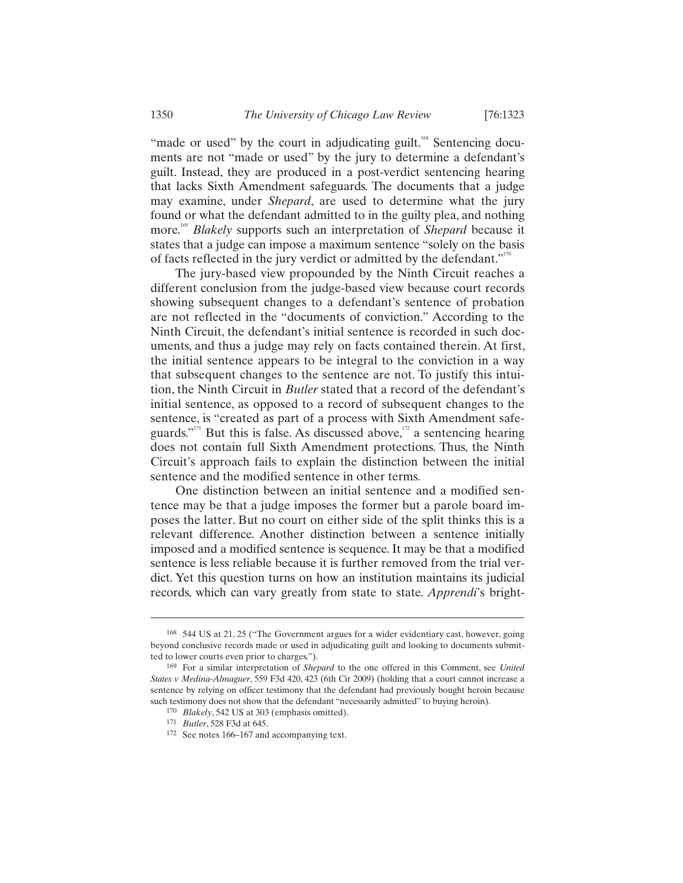"made or used" by the court in adjudicating guilt.[168] Sentencing documents are not "made or used" by the jury to determine a defendant's guilt. Instead, they are produced in a post-verdict sentencing hearing that lacks Sixth Amendment safeguards. The documents that a judge may examine, under *Shepard*, are used to determine what the jury found or what the defendant admitted to in the guilty plea, and nothing more.[169] *Blakely* supports such an interpretation of *Shepard* because it states that a judge can impose a maximum sentence "solely on the basis of facts reflected in the jury verdict or admitted by the defendant."[170]

The jury-based view propounded by the Ninth Circuit reaches a different conclusion from the judge-based view because court records showing subsequent changes to a defendant's sentence of probation are not reflected in the "documents of conviction." According to the Ninth Circuit, the defendant's initial sentence is recorded in such documents, and thus a judge may rely on facts contained therein. At first, the initial sentence appears to be integral to the conviction in a way that subsequent changes to the sentence are not. To justify this intuition, the Ninth Circuit in *Butler* stated that a record of the defendant's initial sentence, as opposed to a record of subsequent changes to the sentence, is "created as part of a process with Sixth Amendment safeguards."[171] But this is false. As discussed above,[172] a sentencing hearing does not contain full Sixth Amendment protections. Thus, the Ninth Circuit's approach fails to explain the distinction between the initial sentence and the modified sentence in other terms.

One distinction between an initial sentence and a modified sentence may be that a judge imposes the former but a parole board imposes the latter. But no court on either side of the split thinks this is a relevant difference. Another distinction between a sentence initially imposed and a modified sentence is sequence. It may be that a modified sentence is less reliable because it is further removed from the trial verdict. Yet this question turns on how an institution maintains its judicial records, which can vary greatly from state to state. *Apprendi*'s bright-

---

168 544 US at 21, 25 ("The Government argues for a wider evidentiary cast, however, going beyond conclusive records made or used in adjudicating guilt and looking to documents submitted to lower courts even prior to charges.").

169 For a similar interpretation of *Shepard* to the one offered in this Comment, see *United States v Medina-Almaguer*, 559 F3d 420, 423 (6th Cir 2009) (holding that a court cannot increase a sentence by relying on officer testimony that the defendant had previously bought heroin because such testimony does not show that the defendant "necessarily admitted" to buying heroin).

170 *Blakely*, 542 US at 303 (emphasis omitted).

171 *Butler*, 528 F3d at 645.

172 See notes 166–167 and accompanying text.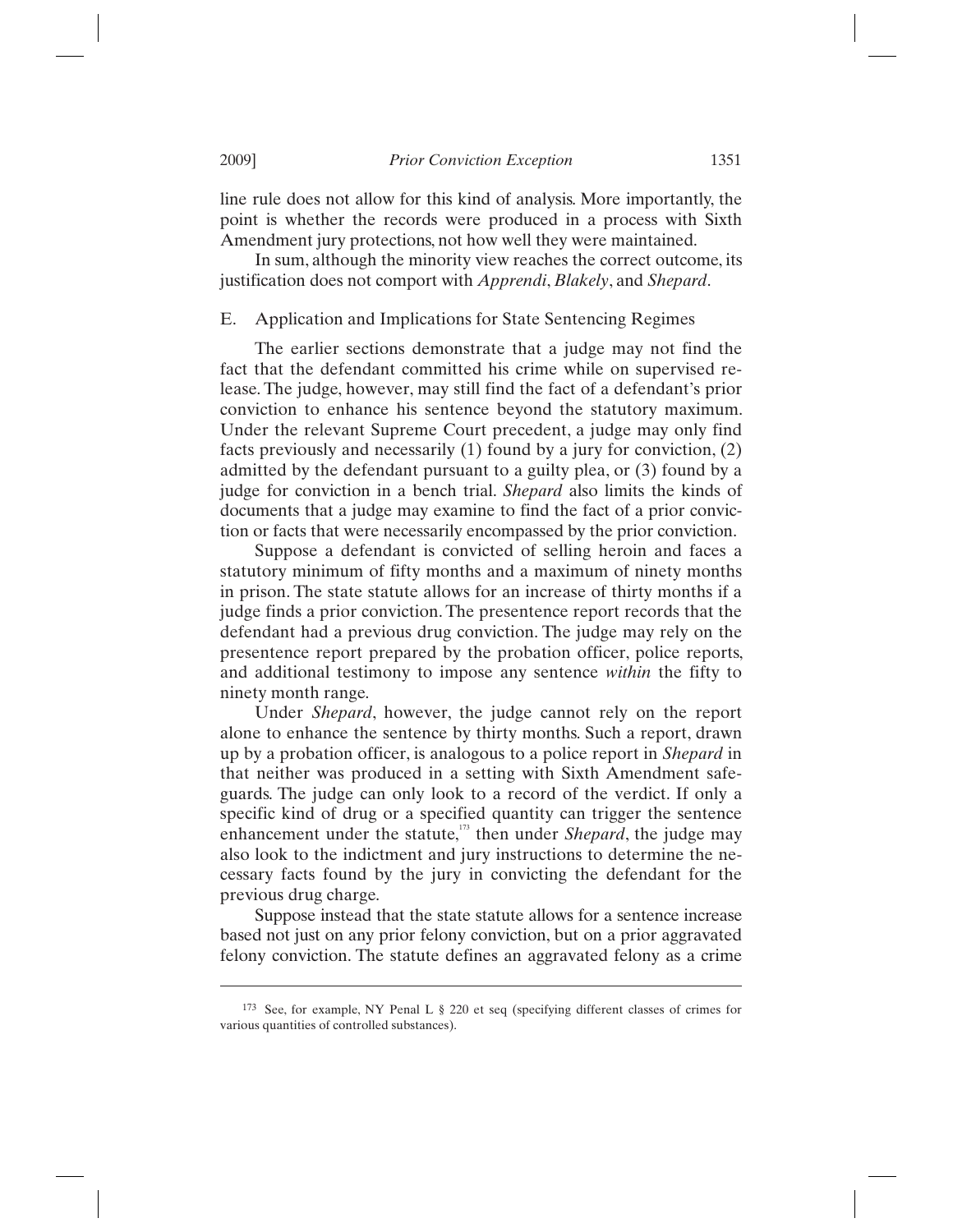line rule does not allow for this kind of analysis. More importantly, the point is whether the records were produced in a process with Sixth Amendment jury protections, not how well they were maintained.

In sum, although the minority view reaches the correct outcome, its justification does not comport with *Apprendi*, *Blakely*, and *Shepard*.

## E. Application and Implications for State Sentencing Regimes

The earlier sections demonstrate that a judge may not find the fact that the defendant committed his crime while on supervised release. The judge, however, may still find the fact of a defendant's prior conviction to enhance his sentence beyond the statutory maximum. Under the relevant Supreme Court precedent, a judge may only find facts previously and necessarily (1) found by a jury for conviction, (2) admitted by the defendant pursuant to a guilty plea, or (3) found by a judge for conviction in a bench trial. *Shepard* also limits the kinds of documents that a judge may examine to find the fact of a prior conviction or facts that were necessarily encompassed by the prior conviction.

Suppose a defendant is convicted of selling heroin and faces a statutory minimum of fifty months and a maximum of ninety months in prison. The state statute allows for an increase of thirty months if a judge finds a prior conviction. The presentence report records that the defendant had a previous drug conviction. The judge may rely on the presentence report prepared by the probation officer, police reports, and additional testimony to impose any sentence *within* the fifty to ninety month range.

Under *Shepard*, however, the judge cannot rely on the report alone to enhance the sentence by thirty months. Such a report, drawn up by a probation officer, is analogous to a police report in *Shepard* in that neither was produced in a setting with Sixth Amendment safeguards. The judge can only look to a record of the verdict. If only a specific kind of drug or a specified quantity can trigger the sentence enhancement under the statute,[173] then under *Shepard*, the judge may also look to the indictment and jury instructions to determine the necessary facts found by the jury in convicting the defendant for the previous drug charge.

Suppose instead that the state statute allows for a sentence increase based not just on any prior felony conviction, but on a prior aggravated felony conviction. The statute defines an aggravated felony as a crime

---

[173] See, for example, NY Penal L § 220 et seq (specifying different classes of crimes for various quantities of controlled substances).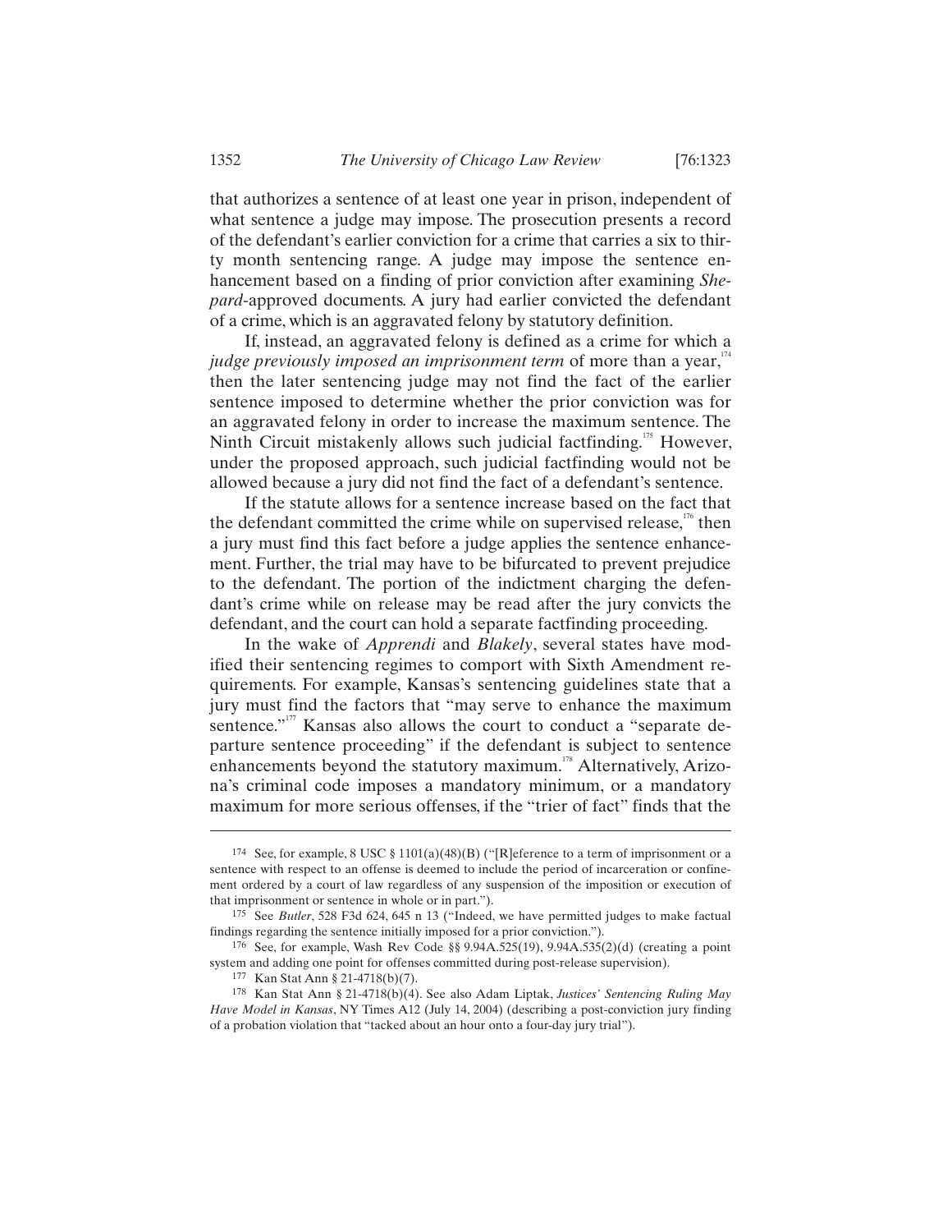that authorizes a sentence of at least one year in prison, independent of what sentence a judge may impose. The prosecution presents a record of the defendant's earlier conviction for a crime that carries a six to thirty month sentencing range. A judge may impose the sentence enhancement based on a finding of prior conviction after examining *Shepard*-approved documents. A jury had earlier convicted the defendant of a crime, which is an aggravated felony by statutory definition.

If, instead, an aggravated felony is defined as a crime for which a *judge previously imposed an imprisonment term* of more than a year,[174] then the later sentencing judge may not find the fact of the earlier sentence imposed to determine whether the prior conviction was for an aggravated felony in order to increase the maximum sentence. The Ninth Circuit mistakenly allows such judicial factfinding.[175] However, under the proposed approach, such judicial factfinding would not be allowed because a jury did not find the fact of a defendant's sentence.

If the statute allows for a sentence increase based on the fact that the defendant committed the crime while on supervised release,[176] then a jury must find this fact before a judge applies the sentence enhancement. Further, the trial may have to be bifurcated to prevent prejudice to the defendant. The portion of the indictment charging the defendant's crime while on release may be read after the jury convicts the defendant, and the court can hold a separate factfinding proceeding.

In the wake of *Apprendi* and *Blakely*, several states have modified their sentencing regimes to comport with Sixth Amendment requirements. For example, Kansas's sentencing guidelines state that a jury must find the factors that "may serve to enhance the maximum sentence."[177] Kansas also allows the court to conduct a "separate departure sentence proceeding" if the defendant is subject to sentence enhancements beyond the statutory maximum.[178] Alternatively, Arizona's criminal code imposes a mandatory minimum, or a mandatory maximum for more serious offenses, if the "trier of fact" finds that the

---

174 See, for example, 8 USC § 1101(a)(48)(B) ("[R]eference to a term of imprisonment or a sentence with respect to an offense is deemed to include the period of incarceration or confinement ordered by a court of law regardless of any suspension of the imposition or execution of that imprisonment or sentence in whole or in part.").

175 See *Butler*, 528 F3d 624, 645 n 13 ("Indeed, we have permitted judges to make factual findings regarding the sentence initially imposed for a prior conviction.").

176 See, for example, Wash Rev Code §§ 9.94A.525(19), 9.94A.535(2)(d) (creating a point system and adding one point for offenses committed during post-release supervision).

177 Kan Stat Ann § 21-4718(b)(7).

178 Kan Stat Ann § 21-4718(b)(4). See also Adam Liptak, *Justices' Sentencing Ruling May Have Model in Kansas*, NY Times A12 (July 14, 2004) (describing a post-conviction jury finding of a probation violation that "tacked about an hour onto a four-day jury trial").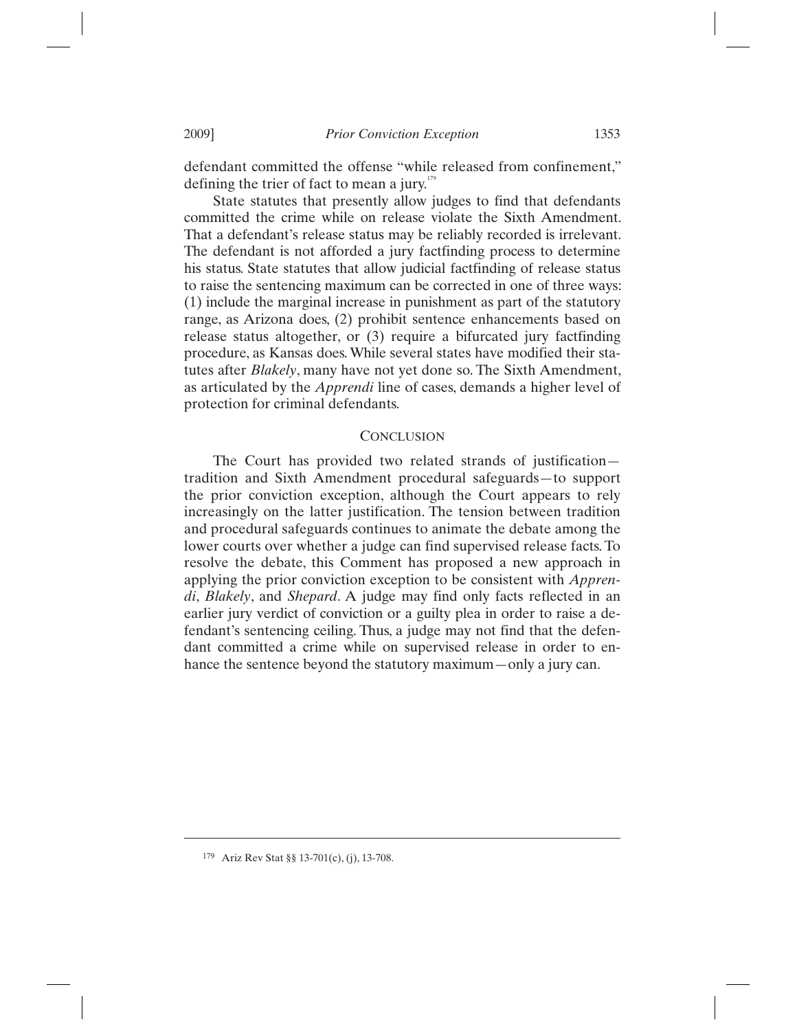defendant committed the offense "while released from confinement," defining the trier of fact to mean a jury.[179]

State statutes that presently allow judges to find that defendants committed the crime while on release violate the Sixth Amendment. That a defendant's release status may be reliably recorded is irrelevant. The defendant is not afforded a jury factfinding process to determine his status. State statutes that allow judicial factfinding of release status to raise the sentencing maximum can be corrected in one of three ways: (1) include the marginal increase in punishment as part of the statutory range, as Arizona does, (2) prohibit sentence enhancements based on release status altogether, or (3) require a bifurcated jury factfinding procedure, as Kansas does. While several states have modified their statutes after *Blakely*, many have not yet done so. The Sixth Amendment, as articulated by the *Apprendi* line of cases, demands a higher level of protection for criminal defendants.

## CONCLUSION

The Court has provided two related strands of justification—tradition and Sixth Amendment procedural safeguards—to support the prior conviction exception, although the Court appears to rely increasingly on the latter justification. The tension between tradition and procedural safeguards continues to animate the debate among the lower courts over whether a judge can find supervised release facts. To resolve the debate, this Comment has proposed a new approach in applying the prior conviction exception to be consistent with *Apprendi*, *Blakely*, and *Shepard*. A judge may find only facts reflected in an earlier jury verdict of conviction or a guilty plea in order to raise a defendant's sentencing ceiling. Thus, a judge may not find that the defendant committed a crime while on supervised release in order to enhance the sentence beyond the statutory maximum—only a jury can.

---

[179] Ariz Rev Stat §§ 13-701(c), (j), 13-708.